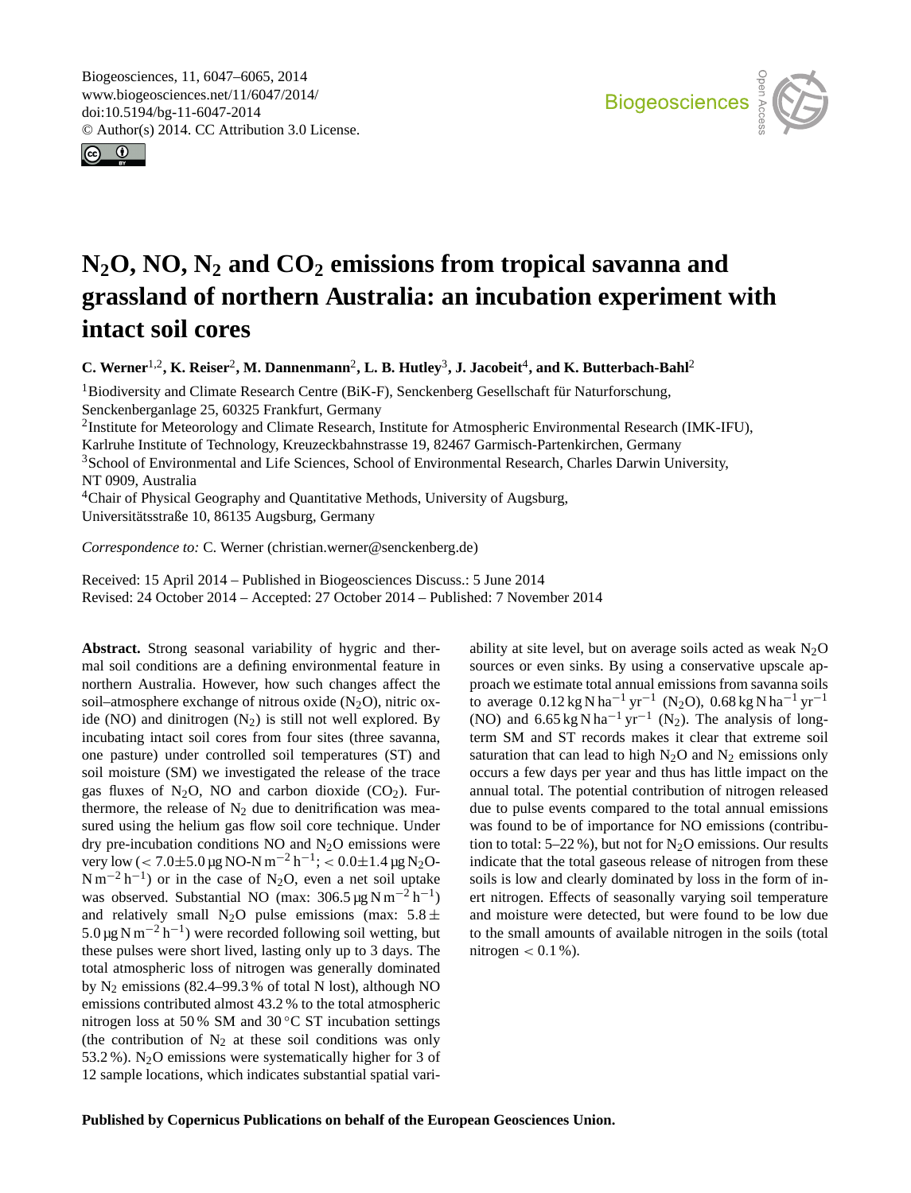Biogeosciences, 11, 6047–6065, 2014
www.biogeosciences.net/11/6047/2014/
doi:10.5194/bg-11-6047-2014
© Author(s) 2014. CC Attribution 3.0 License.

# $N_2O$, NO, $N_2$ and $CO_2$ emissions from tropical savanna and grassland of northern Australia: an incubation experiment with intact soil cores

**C. Werner[1,2], K. Reiser[2], M. Dannenmann[2], L. B. Hutley[3], J. Jacobeit[4], and K. Butterbach-Bahl[2]**

[1]Biodiversity and Climate Research Centre (BiK-F), Senckenberg Gesellschaft für Naturforschung, Senckenberganlage 25, 60325 Frankfurt, Germany

[2]Institute for Meteorology and Climate Research, Institute for Atmospheric Environmental Research (IMK-IFU), Karlruhe Institute of Technology, Kreuzeckbahnstrasse 19, 82467 Garmisch-Partenkirchen, Germany

[3]School of Environmental and Life Sciences, School of Environmental Research, Charles Darwin University, NT 0909, Australia

[4]Chair of Physical Geography and Quantitative Methods, University of Augsburg, Universitätsstraße 10, 86135 Augsburg, Germany

*Correspondence to:* C. Werner (christian.werner@senckenberg.de)

Received: 15 April 2014 – Published in Biogeosciences Discuss.: 5 June 2014
Revised: 24 October 2014 – Accepted: 27 October 2014 – Published: 7 November 2014

**Abstract.** Strong seasonal variability of hygric and thermal soil conditions are a defining environmental feature in northern Australia. However, how such changes affect the soil–atmosphere exchange of nitrous oxide ($N_2O$), nitric oxide (NO) and dinitrogen ($N_2$) is still not well explored. By incubating intact soil cores from four sites (three savanna, one pasture) under controlled soil temperatures (ST) and soil moisture (SM) we investigated the release of the trace gas fluxes of $N_2O$, NO and carbon dioxide ($CO_2$). Furthermore, the release of $N_2$ due to denitrification was measured using the helium gas flow soil core technique. Under dry pre-incubation conditions NO and $N_2O$ emissions were very low ($< 7.0 \pm 5.0\,\mu g$ NO-N $m^{-2}\,h^{-1}$; $< 0.0 \pm 1.4\,\mu g$ $N_2O$-N $m^{-2}\,h^{-1}$) or in the case of $N_2O$, even a net soil uptake was observed. Substantial NO (max: $306.5\,\mu g\,N\,m^{-2}\,h^{-1}$) and relatively small $N_2O$ pulse emissions (max: $5.8 \pm 5.0\,\mu g\,N\,m^{-2}\,h^{-1}$) were recorded following soil wetting, but these pulses were short lived, lasting only up to 3 days. The total atmospheric loss of nitrogen was generally dominated by $N_2$ emissions (82.4–99.3 % of total N lost), although NO emissions contributed almost 43.2 % to the total atmospheric nitrogen loss at 50 % SM and 30 °C ST incubation settings (the contribution of $N_2$ at these soil conditions was only 53.2 %). $N_2O$ emissions were systematically higher for 3 of 12 sample locations, which indicates substantial spatial variability at site level, but on average soils acted as weak $N_2O$ sources or even sinks. By using a conservative upscale approach we estimate total annual emissions from savanna soils to average $0.12\,kg\,N\,ha^{-1}\,yr^{-1}$ ($N_2O$), $0.68\,kg\,N\,ha^{-1}\,yr^{-1}$ (NO) and $6.65\,kg\,N\,ha^{-1}\,yr^{-1}$ ($N_2$). The analysis of long-term SM and ST records makes it clear that extreme soil saturation that can lead to high $N_2O$ and $N_2$ emissions only occurs a few days per year and thus has little impact on the annual total. The potential contribution of nitrogen released due to pulse events compared to the total annual emissions was found to be of importance for NO emissions (contribution to total: 5–22 %), but not for $N_2O$ emissions. Our results indicate that the total gaseous release of nitrogen from these soils is low and clearly dominated by loss in the form of inert nitrogen. Effects of seasonally varying soil temperature and moisture were detected, but were found to be low due to the small amounts of available nitrogen in the soils (total nitrogen $< 0.1$ %).

**Published by Copernicus Publications on behalf of the European Geosciences Union.**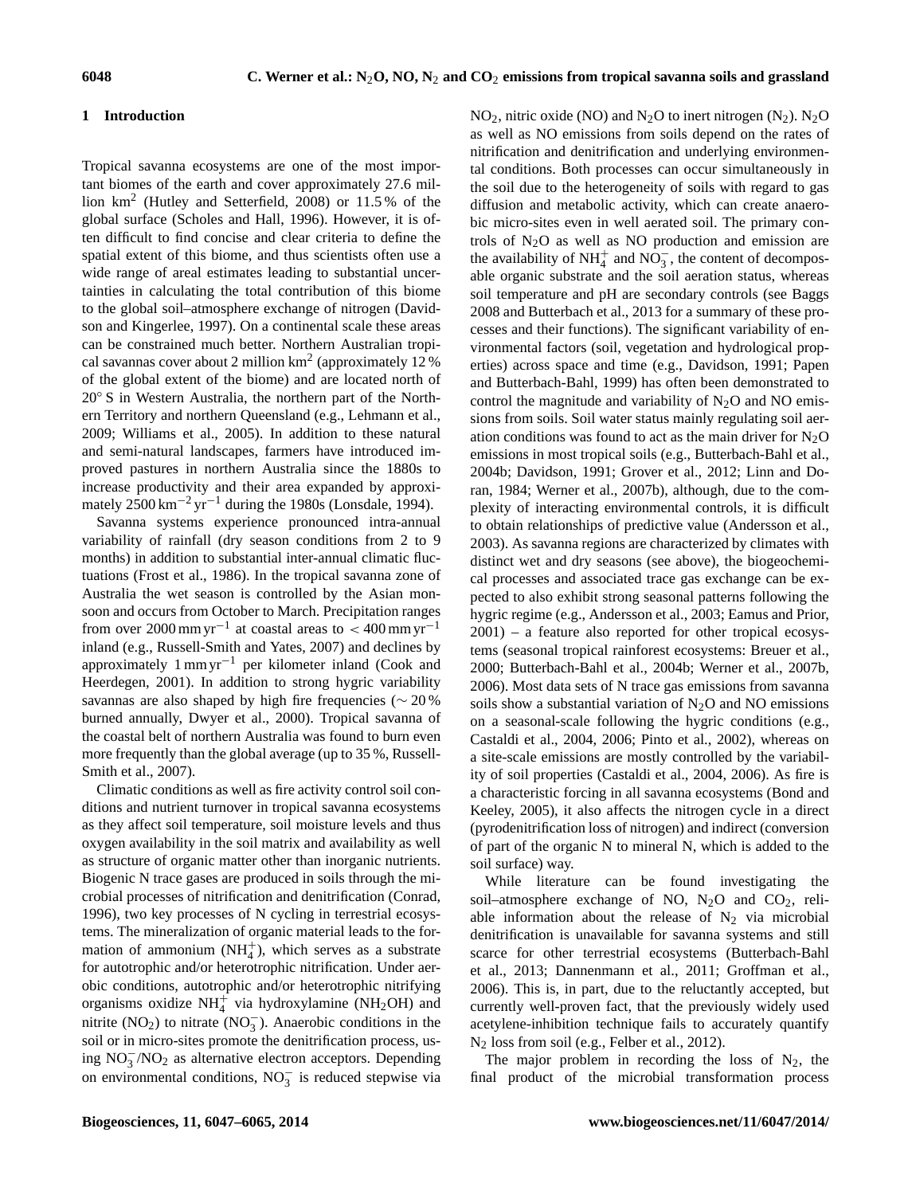## 1 Introduction

Tropical savanna ecosystems are one of the most important biomes of the earth and cover approximately 27.6 million $km^2$ (Hutley and Setterfield, 2008) or 11.5 % of the global surface (Scholes and Hall, 1996). However, it is often difficult to find concise and clear criteria to define the spatial extent of this biome, and thus scientists often use a wide range of areal estimates leading to substantial uncertainties in calculating the total contribution of this biome to the global soil–atmosphere exchange of nitrogen (Davidson and Kingerlee, 1997). On a continental scale these areas can be constrained much better. Northern Australian tropical savannas cover about 2 million $km^2$ (approximately 12 % of the global extent of the biome) and are located north of 20° S in Western Australia, the northern part of the Northern Territory and northern Queensland (e.g., Lehmann et al., 2009; Williams et al., 2005). In addition to these natural and semi-natural landscapes, farmers have introduced improved pastures in northern Australia since the 1880s to increase productivity and their area expanded by approximately 2500 $km^{-2}\,yr^{-1}$ during the 1980s (Lonsdale, 1994).

Savanna systems experience pronounced intra-annual variability of rainfall (dry season conditions from 2 to 9 months) in addition to substantial inter-annual climatic fluctuations (Frost et al., 1986). In the tropical savanna zone of Australia the wet season is controlled by the Asian monsoon and occurs from October to March. Precipitation ranges from over 2000 $mm\,yr^{-1}$ at coastal areas to $< 400$ $mm\,yr^{-1}$ inland (e.g., Russell-Smith and Yates, 2007) and declines by approximately 1 $mm\,yr^{-1}$ per kilometer inland (Cook and Heerdegen, 2001). In addition to strong hygric variability savannas are also shaped by high fire frequencies ($\sim 20$ % burned annually, Dwyer et al., 2000). Tropical savanna of the coastal belt of northern Australia was found to burn even more frequently than the global average (up to 35 %, Russell-Smith et al., 2007).

Climatic conditions as well as fire activity control soil conditions and nutrient turnover in tropical savanna ecosystems as they affect soil temperature, soil moisture levels and thus oxygen availability in the soil matrix and availability as well as structure of organic matter other than inorganic nutrients. Biogenic N trace gases are produced in soils through the microbial processes of nitrification and denitrification (Conrad, 1996), two key processes of N cycling in terrestrial ecosystems. The mineralization of organic material leads to the formation of ammonium ($NH_4^+$), which serves as a substrate for autotrophic and/or heterotrophic nitrification. Under aerobic conditions, autotrophic and/or heterotrophic nitrifying organisms oxidize $NH_4^+$ via hydroxylamine ($NH_2OH$) and nitrite ($NO_2$) to nitrate ($NO_3^-$). Anaerobic conditions in the soil or in micro-sites promote the denitrification process, using $NO_3^-/NO_2$ as alternative electron acceptors. Depending on environmental conditions, $NO_3^-$ is reduced stepwise via $NO_2$, nitric oxide (NO) and $N_2O$ to inert nitrogen ($N_2$). $N_2O$ as well as NO emissions from soils depend on the rates of nitrification and denitrification and underlying environmental conditions. Both processes can occur simultaneously in the soil due to the heterogeneity of soils with regard to gas diffusion and metabolic activity, which can create anaerobic micro-sites even in well aerated soil. The primary controls of $N_2O$ as well as NO production and emission are the availability of $NH_4^+$ and $NO_3^-$, the content of decomposable organic substrate and the soil aeration status, whereas soil temperature and pH are secondary controls (see Baggs 2008 and Butterbach et al., 2013 for a summary of these processes and their functions). The significant variability of environmental factors (soil, vegetation and hydrological properties) across space and time (e.g., Davidson, 1991; Papen and Butterbach-Bahl, 1999) has often been demonstrated to control the magnitude and variability of $N_2O$ and NO emissions from soils. Soil water status mainly regulating soil aeration conditions was found to act as the main driver for $N_2O$ emissions in most tropical soils (e.g., Butterbach-Bahl et al., 2004b; Davidson, 1991; Grover et al., 2012; Linn and Doran, 1984; Werner et al., 2007b), although, due to the complexity of interacting environmental controls, it is difficult to obtain relationships of predictive value (Andersson et al., 2003). As savanna regions are characterized by climates with distinct wet and dry seasons (see above), the biogeochemical processes and associated trace gas exchange can be expected to also exhibit strong seasonal patterns following the hygric regime (e.g., Andersson et al., 2003; Eamus and Prior, 2001) – a feature also reported for other tropical ecosystems (seasonal tropical rainforest ecosystems: Breuer et al., 2000; Butterbach-Bahl et al., 2004b; Werner et al., 2007b, 2006). Most data sets of N trace gas emissions from savanna soils show a substantial variation of $N_2O$ and NO emissions on a seasonal-scale following the hygric conditions (e.g., Castaldi et al., 2004, 2006; Pinto et al., 2002), whereas on a site-scale emissions are mostly controlled by the variability of soil properties (Castaldi et al., 2004, 2006). As fire is a characteristic forcing in all savanna ecosystems (Bond and Keeley, 2005), it also affects the nitrogen cycle in a direct (pyrodenitrification loss of nitrogen) and indirect (conversion of part of the organic N to mineral N, which is added to the soil surface) way.

While literature can be found investigating the soil–atmosphere exchange of NO, $N_2O$ and $CO_2$, reliable information about the release of $N_2$ via microbial denitrification is unavailable for savanna systems and still scarce for other terrestrial ecosystems (Butterbach-Bahl et al., 2013; Dannenmann et al., 2011; Groffman et al., 2006). This is, in part, due to the reluctantly accepted, but currently well-proven fact, that the previously widely used acetylene-inhibition technique fails to accurately quantify $N_2$ loss from soil (e.g., Felber et al., 2012).

The major problem in recording the loss of $N_2$, the final product of the microbial transformation process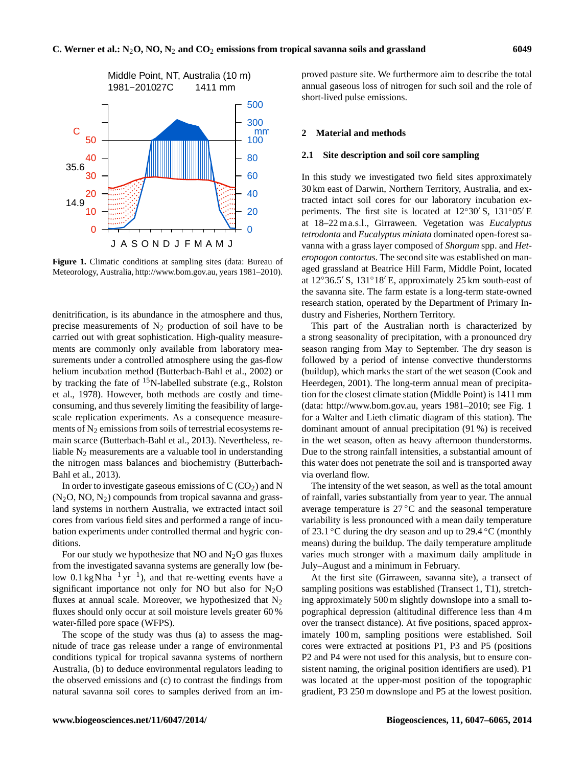**Figure 1.** Climatic conditions at sampling sites (data: Bureau of Meteorology, Australia, http://www.bom.gov.au, years 1981–2010).

denitrification, is its abundance in the atmosphere and thus, precise measurements of $N_2$ production of soil have to be carried out with great sophistication. High-quality measurements are commonly only available from laboratory measurements under a controlled atmosphere using the gas-flow helium incubation method (Butterbach-Bahl et al., 2002) or by tracking the fate of $^{15}$N-labelled substrate (e.g., Rolston et al., 1978). However, both methods are costly and time-consuming, and thus severely limiting the feasibility of large-scale replication experiments. As a consequence measurements of $N_2$ emissions from soils of terrestrial ecosystems remain scarce (Butterbach-Bahl et al., 2013). Nevertheless, reliable $N_2$ measurements are a valuable tool in understanding the nitrogen mass balances and biochemistry (Butterbach-Bahl et al., 2013).

In order to investigate gaseous emissions of C ($CO_2$) and N ($N_2O$, NO, $N_2$) compounds from tropical savanna and grassland systems in northern Australia, we extracted intact soil cores from various field sites and performed a range of incubation experiments under controlled thermal and hygric conditions.

For our study we hypothesize that NO and $N_2O$ gas fluxes from the investigated savanna systems are generally low (below $0.1\,\mathrm{kg\,N\,ha^{-1}\,yr^{-1}}$), and that re-wetting events have a significant importance not only for NO but also for $N_2O$ fluxes at annual scale. Moreover, we hypothesized that $N_2$ fluxes should only occur at soil moisture levels greater 60 % water-filled pore space (WFPS).

The scope of the study was thus (a) to assess the magnitude of trace gas release under a range of environmental conditions typical for tropical savanna systems of northern Australia, (b) to deduce environmental regulators leading to the observed emissions and (c) to contrast the findings from natural savanna soil cores to samples derived from an improved pasture site. We furthermore aim to describe the total annual gaseous loss of nitrogen for such soil and the role of short-lived pulse emissions.

## 2 Material and methods

### 2.1 Site description and soil core sampling

In this study we investigated two field sites approximately 30 km east of Darwin, Northern Territory, Australia, and extracted intact soil cores for our laboratory incubation experiments. The first site is located at 12°30′ S, 131°05′ E at 18–22 m a.s.l., Girraween. Vegetation was *Eucalyptus tetrodonta* and *Eucalyptus miniata* dominated open-forest savanna with a grass layer composed of *Shorgum* spp. and *Heteropogon contortus*. The second site was established on managed grassland at Beatrice Hill Farm, Middle Point, located at 12°36.5′ S, 131°18′ E, approximately 25 km south-east of the savanna site. The farm estate is a long-term state-owned research station, operated by the Department of Primary Industry and Fisheries, Northern Territory.

This part of the Australian north is characterized by a strong seasonality of precipitation, with a pronounced dry season ranging from May to September. The dry season is followed by a period of intense convective thunderstorms (buildup), which marks the start of the wet season (Cook and Heerdegen, 2001). The long-term annual mean of precipitation for the closest climate station (Middle Point) is 1411 mm (data: http://www.bom.gov.au, years 1981–2010; see Fig. 1 for a Walter and Lieth climatic diagram of this station). The dominant amount of annual precipitation (91 %) is received in the wet season, often as heavy afternoon thunderstorms. Due to the strong rainfall intensities, a substantial amount of this water does not penetrate the soil and is transported away via overland flow.

The intensity of the wet season, as well as the total amount of rainfall, varies substantially from year to year. The annual average temperature is 27 °C and the seasonal temperature variability is less pronounced with a mean daily temperature of 23.1 °C during the dry season and up to 29.4 °C (monthly means) during the buildup. The daily temperature amplitude varies much stronger with a maximum daily amplitude in July–August and a minimum in February.

At the first site (Girraween, savanna site), a transect of sampling positions was established (Transect 1, T1), stretching approximately 500 m slightly downslope into a small topographical depression (altitudinal difference less than 4 m over the transect distance). At five positions, spaced approximately 100 m, sampling positions were established. Soil cores were extracted at positions P1, P3 and P5 (positions P2 and P4 were not used for this analysis, but to ensure consistent naming, the original position identifiers are used). P1 was located at the upper-most position of the topographic gradient, P3 250 m downslope and P5 at the lowest position.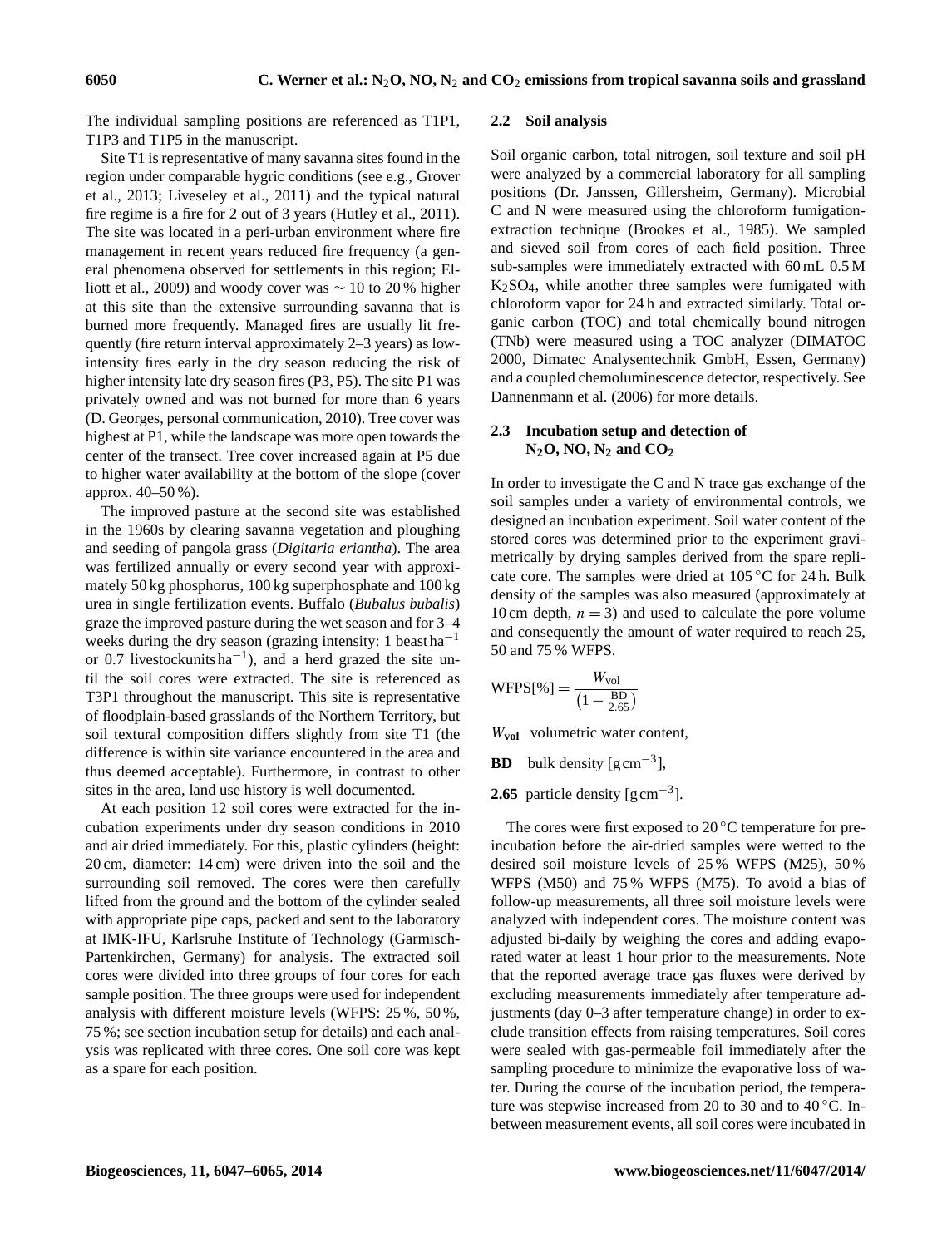The individual sampling positions are referenced as T1P1, T1P3 and T1P5 in the manuscript.

Site T1 is representative of many savanna sites found in the region under comparable hygric conditions (see e.g., Grover et al., 2013; Liveseley et al., 2011) and the typical natural fire regime is a fire for 2 out of 3 years (Hutley et al., 2011). The site was located in a peri-urban environment where fire management in recent years reduced fire frequency (a general phenomena observed for settlements in this region; Elliott et al., 2009) and woody cover was ∼ 10 to 20 % higher at this site than the extensive surrounding savanna that is burned more frequently. Managed fires are usually lit frequently (fire return interval approximately 2–3 years) as low-intensity fires early in the dry season reducing the risk of higher intensity late dry season fires (P3, P5). The site P1 was privately owned and was not burned for more than 6 years (D. Georges, personal communication, 2010). Tree cover was highest at P1, while the landscape was more open towards the center of the transect. Tree cover increased again at P5 due to higher water availability at the bottom of the slope (cover approx. 40–50 %).

The improved pasture at the second site was established in the 1960s by clearing savanna vegetation and ploughing and seeding of pangola grass (*Digitaria eriantha*). The area was fertilized annually or every second year with approximately 50 kg phosphorus, 100 kg superphosphate and 100 kg urea in single fertilization events. Buffalo (*Bubalus bubalis*) graze the improved pasture during the wet season and for 3–4 weeks during the dry season (grazing intensity: 1 beast $ha^{-1}$ or 0.7 livestockunits $ha^{-1}$), and a herd grazed the site until the soil cores were extracted. The site is referenced as T3P1 throughout the manuscript. This site is representative of floodplain-based grasslands of the Northern Territory, but soil textural composition differs slightly from site T1 (the difference is within site variance encountered in the area and thus deemed acceptable). Furthermore, in contrast to other sites in the area, land use history is well documented.

At each position 12 soil cores were extracted for the incubation experiments under dry season conditions in 2010 and air dried immediately. For this, plastic cylinders (height: 20 cm, diameter: 14 cm) were driven into the soil and the surrounding soil removed. The cores were then carefully lifted from the ground and the bottom of the cylinder sealed with appropriate pipe caps, packed and sent to the laboratory at IMK-IFU, Karlsruhe Institute of Technology (Garmisch-Partenkirchen, Germany) for analysis. The extracted soil cores were divided into three groups of four cores for each sample position. The three groups were used for independent analysis with different moisture levels (WFPS: 25 %, 50 %, 75 %; see section incubation setup for details) and each analysis was replicated with three cores. One soil core was kept as a spare for each position.

### 2.2 Soil analysis

Soil organic carbon, total nitrogen, soil texture and soil pH were analyzed by a commercial laboratory for all sampling positions (Dr. Janssen, Gillersheim, Germany). Microbial C and N were measured using the chloroform fumigation-extraction technique (Brookes et al., 1985). We sampled and sieved soil from cores of each field position. Three sub-samples were immediately extracted with 60 mL 0.5 M $K_2SO_4$, while another three samples were fumigated with chloroform vapor for 24 h and extracted similarly. Total organic carbon (TOC) and total chemically bound nitrogen (TNb) were measured using a TOC analyzer (DIMATOC 2000, Dimatec Analysentechnik GmbH, Essen, Germany) and a coupled chemoluminescence detector, respectively. See Dannenmann et al. (2006) for more details.

### 2.3 Incubation setup and detection of $N_2O$, NO, $N_2$ and $CO_2$

In order to investigate the C and N trace gas exchange of the soil samples under a variety of environmental controls, we designed an incubation experiment. Soil water content of the stored cores was determined prior to the experiment gravimetrically by drying samples derived from the spare replicate core. The samples were dried at 105 °C for 24 h. Bulk density of the samples was also measured (approximately at 10 cm depth, $n = 3$) and used to calculate the pore volume and consequently the amount of water required to reach 25, 50 and 75 % WFPS.

$$\text{WFPS}[\%] = \frac{W_{\text{vol}}}{\left(1 - \frac{\text{BD}}{2.65}\right)}$$

$W_{\text{vol}}$ volumetric water content,

**BD** bulk density [$g\,cm^{-3}$],

**2.65** particle density [$g\,cm^{-3}$].

The cores were first exposed to 20 °C temperature for pre-incubation before the air-dried samples were wetted to the desired soil moisture levels of 25 % WFPS (M25), 50 % WFPS (M50) and 75 % WFPS (M75). To avoid a bias of follow-up measurements, all three soil moisture levels were analyzed with independent cores. The moisture content was adjusted bi-daily by weighing the cores and adding evaporated water at least 1 hour prior to the measurements. Note that the reported average trace gas fluxes were derived by excluding measurements immediately after temperature adjustments (day 0–3 after temperature change) in order to exclude transition effects from raising temperatures. Soil cores were sealed with gas-permeable foil immediately after the sampling procedure to minimize the evaporative loss of water. During the course of the incubation period, the temperature was stepwise increased from 20 to 30 and to 40 °C. In-between measurement events, all soil cores were incubated in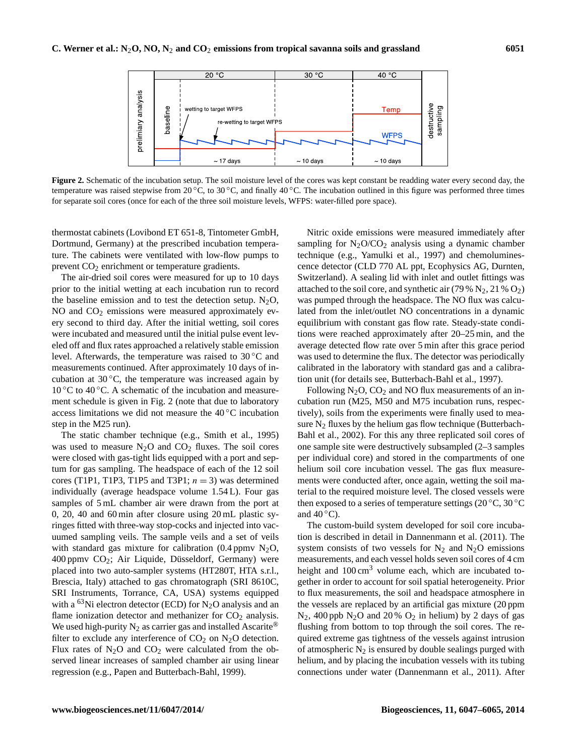**Figure 2.** Schematic of the incubation setup. The soil moisture level of the cores was kept constant be readding water every second day, the temperature was raised stepwise from 20 °C, to 30 °C, and finally 40 °C. The incubation outlined in this figure was performed three times for separate soil cores (once for each of the three soil moisture levels, WFPS: water-filled pore space).

thermostat cabinets (Lovibond ET 651-8, Tintometer GmbH, Dortmund, Germany) at the prescribed incubation temperature. The cabinets were ventilated with low-flow pumps to prevent $CO_2$ enrichment or temperature gradients.

The air-dried soil cores were measured for up to 10 days prior to the initial wetting at each incubation run to record the baseline emission and to test the detection setup. $N_2O$, NO and $CO_2$ emissions were measured approximately every second to third day. After the initial wetting, soil cores were incubated and measured until the initial pulse event leveled off and flux rates approached a relatively stable emission level. Afterwards, the temperature was raised to 30 °C and measurements continued. After approximately 10 days of incubation at 30 °C, the temperature was increased again by 10 °C to 40 °C. A schematic of the incubation and measurement schedule is given in Fig. 2 (note that due to laboratory access limitations we did not measure the 40 °C incubation step in the M25 run).

The static chamber technique (e.g., Smith et al., 1995) was used to measure $N_2O$ and $CO_2$ fluxes. The soil cores were closed with gas-tight lids equipped with a port and septum for gas sampling. The headspace of each of the 12 soil cores (T1P1, T1P3, T1P5 and T3P1; $n = 3$) was determined individually (average headspace volume 1.54 L). Four gas samples of 5 mL chamber air were drawn from the port at 0, 20, 40 and 60 min after closure using 20 mL plastic syringes fitted with three-way stop-cocks and injected into vacuumed sampling veils. The sample veils and a set of veils with standard gas mixture for calibration (0.4 ppmv $N_2O$, 400 ppmv $CO_2$; Air Liquide, Düsseldorf, Germany) were placed into two auto-sampler systems (HT280T, HTA s.r.l., Brescia, Italy) attached to gas chromatograph (SRI 8610C, SRI Instruments, Torrance, CA, USA) systems equipped with a $^{63}$Ni electron detector (ECD) for $N_2O$ analysis and an flame ionization detector and methanizer for $CO_2$ analysis. We used high-purity $N_2$ as carrier gas and installed Ascarite® filter to exclude any interference of $CO_2$ on $N_2O$ detection. Flux rates of $N_2O$ and $CO_2$ were calculated from the observed linear increases of sampled chamber air using linear regression (e.g., Papen and Butterbach-Bahl, 1999).

Nitric oxide emissions were measured immediately after sampling for $N_2O$/$CO_2$ analysis using a dynamic chamber technique (e.g., Yamulki et al., 1997) and chemoluminescence detector (CLD 770 AL ppt, Ecophysics AG, Durnten, Switzerland). A sealing lid with inlet and outlet fittings was attached to the soil core, and synthetic air (79 % $N_2$, 21 % $O_2$) was pumped through the headspace. The NO flux was calculated from the inlet/outlet NO concentrations in a dynamic equilibrium with constant gas flow rate. Steady-state conditions were reached approximately after 20–25 min, and the average detected flow rate over 5 min after this grace period was used to determine the flux. The detector was periodically calibrated in the laboratory with standard gas and a calibration unit (for details see, Butterbach-Bahl et al., 1997).

Following $N_2O$, $CO_2$ and NO flux measurements of an incubation run (M25, M50 and M75 incubation runs, respectively), soils from the experiments were finally used to measure $N_2$ fluxes by the helium gas flow technique (Butterbach-Bahl et al., 2002). For this any three replicated soil cores of one sample site were destructively subsampled (2–3 samples per individual core) and stored in the compartments of one helium soil core incubation vessel. The gas flux measurements were conducted after, once again, wetting the soil material to the required moisture level. The closed vessels were then exposed to a series of temperature settings (20 °C, 30 °C and 40 °C).

The custom-build system developed for soil core incubation is described in detail in Dannenmann et al. (2011). The system consists of two vessels for $N_2$ and $N_2O$ emissions measurements, and each vessel holds seven soil cores of 4 cm height and 100 $cm^3$ volume each, which are incubated together in order to account for soil spatial heterogeneity. Prior to flux measurements, the soil and headspace atmosphere in the vessels are replaced by an artificial gas mixture (20 ppm $N_2$, 400 ppb $N_2O$ and 20 % $O_2$ in helium) by 2 days of gas flushing from bottom to top through the soil cores. The required extreme gas tightness of the vessels against intrusion of atmospheric $N_2$ is ensured by double sealings purged with helium, and by placing the incubation vessels with its tubing connections under water (Dannenmann et al., 2011). After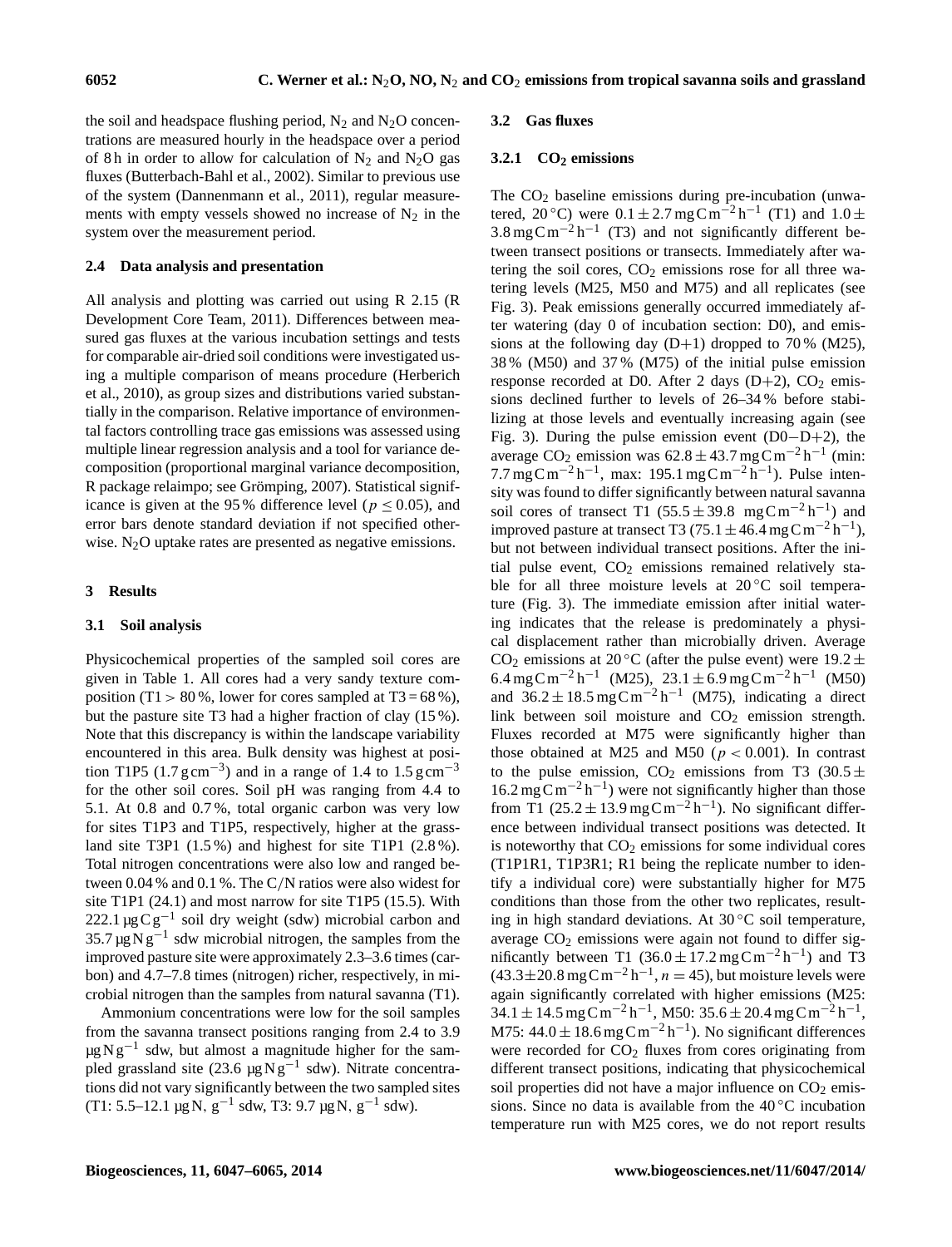the soil and headspace flushing period, $N_2$ and $N_2O$ concentrations are measured hourly in the headspace over a period of 8 h in order to allow for calculation of $N_2$ and $N_2O$ gas fluxes (Butterbach-Bahl et al., 2002). Similar to previous use of the system (Dannenmann et al., 2011), regular measurements with empty vessels showed no increase of $N_2$ in the system over the measurement period.

### 2.4 Data analysis and presentation

All analysis and plotting was carried out using R 2.15 (R Development Core Team, 2011). Differences between measured gas fluxes at the various incubation settings and tests for comparable air-dried soil conditions were investigated using a multiple comparison of means procedure (Herberich et al., 2010), as group sizes and distributions varied substantially in the comparison. Relative importance of environmental factors controlling trace gas emissions was assessed using multiple linear regression analysis and a tool for variance decomposition (proportional marginal variance decomposition, R package relaimpo; see Grömping, 2007). Statistical significance is given at the 95 % difference level ($p \leq 0.05$), and error bars denote standard deviation if not specified otherwise. $N_2O$ uptake rates are presented as negative emissions.

## 3 Results

### 3.1 Soil analysis

Physicochemical properties of the sampled soil cores are given in Table 1. All cores had a very sandy texture composition (T1 > 80 %, lower for cores sampled at T3 = 68 %), but the pasture site T3 had a higher fraction of clay (15 %). Note that this discrepancy is within the landscape variability encountered in this area. Bulk density was highest at position T1P5 (1.7 $g\,cm^{-3}$) and in a range of 1.4 to 1.5 $g\,cm^{-3}$ for the other soil cores. Soil pH was ranging from 4.4 to 5.1. At 0.8 and 0.7 %, total organic carbon was very low for sites T1P3 and T1P5, respectively, higher at the grassland site T3P1 (1.5 %) and highest for site T1P1 (2.8 %). Total nitrogen concentrations were also low and ranged between 0.04 % and 0.1 %. The C/N ratios were also widest for site T1P1 (24.1) and most narrow for site T1P5 (15.5). With 222.1 $\mu g\,C\,g^{-1}$ soil dry weight (sdw) microbial carbon and 35.7 $\mu g\,N\,g^{-1}$ sdw microbial nitrogen, the samples from the improved pasture site were approximately 2.3–3.6 times (carbon) and 4.7–7.8 times (nitrogen) richer, respectively, in microbial nitrogen than the samples from natural savanna (T1).

Ammonium concentrations were low for the soil samples from the savanna transect positions ranging from 2.4 to 3.9 $\mu g\,N\,g^{-1}$ sdw, but almost a magnitude higher for the sampled grassland site (23.6 $\mu g\,N\,g^{-1}$ sdw). Nitrate concentrations did not vary significantly between the two sampled sites (T1: 5.5–12.1 $\mu g\,N$, $g^{-1}$ sdw, T3: 9.7 $\mu g\,N$, $g^{-1}$ sdw).

### 3.2 Gas fluxes

#### 3.2.1 $CO_2$ emissions

The $CO_2$ baseline emissions during pre-incubation (unwatered, 20 °C) were $0.1 \pm 2.7\,mg\,C\,m^{-2}\,h^{-1}$ (T1) and $1.0 \pm 3.8\,mg\,C\,m^{-2}\,h^{-1}$ (T3) and not significantly different between transect positions or transects. Immediately after watering the soil cores, $CO_2$ emissions rose for all three watering levels (M25, M50 and M75) and all replicates (see Fig. 3). Peak emissions generally occurred immediately after watering (day 0 of incubation section: D0), and emissions at the following day (D+1) dropped to 70 % (M25), 38 % (M50) and 37 % (M75) of the initial pulse emission response recorded at D0. After 2 days (D+2), $CO_2$ emissions declined further to levels of 26–34 % before stabilizing at those levels and eventually increasing again (see Fig. 3). During the pulse emission event (D0–D+2), the average $CO_2$ emission was $62.8 \pm 43.7\,mg\,C\,m^{-2}\,h^{-1}$ (min: $7.7\,mg\,C\,m^{-2}\,h^{-1}$, max: $195.1\,mg\,C\,m^{-2}\,h^{-1}$). Pulse intensity was found to differ significantly between natural savanna soil cores of transect T1 ($55.5 \pm 39.8\,mg\,C\,m^{-2}\,h^{-1}$) and improved pasture at transect T3 ($75.1 \pm 46.4\,mg\,C\,m^{-2}\,h^{-1}$), but not between individual transect positions. After the initial pulse event, $CO_2$ emissions remained relatively stable for all three moisture levels at 20 °C soil temperature (Fig. 3). The immediate emission after initial watering indicates that the release is predominately a physical displacement rather than microbially driven. Average $CO_2$ emissions at 20 °C (after the pulse event) were $19.2 \pm 6.4\,mg\,C\,m^{-2}\,h^{-1}$ (M25), $23.1 \pm 6.9\,mg\,C\,m^{-2}\,h^{-1}$ (M50) and $36.2 \pm 18.5\,mg\,C\,m^{-2}\,h^{-1}$ (M75), indicating a direct link between soil moisture and $CO_2$ emission strength. Fluxes recorded at M75 were significantly higher than those obtained at M25 and M50 ($p < 0.001$). In contrast to the pulse emission, $CO_2$ emissions from T3 ($30.5 \pm 16.2\,mg\,C\,m^{-2}\,h^{-1}$) were not significantly higher than those from T1 ($25.2 \pm 13.9\,mg\,C\,m^{-2}\,h^{-1}$). No significant difference between individual transect positions was detected. It is noteworthy that $CO_2$ emissions for some individual cores (T1P1R1, T1P3R1; R1 being the replicate number to identify a individual core) were substantially higher for M75 conditions than those from the other two replicates, resulting in high standard deviations. At 30 °C soil temperature, average $CO_2$ emissions were again not found to differ significantly between T1 ($36.0 \pm 17.2\,mg\,C\,m^{-2}\,h^{-1}$) and T3 ($43.3 \pm 20.8\,mg\,C\,m^{-2}\,h^{-1}$, $n = 45$), but moisture levels were again significantly correlated with higher emissions (M25: $34.1 \pm 14.5\,mg\,C\,m^{-2}\,h^{-1}$, M50: $35.6 \pm 20.4\,mg\,C\,m^{-2}\,h^{-1}$, M75: $44.0 \pm 18.6\,mg\,C\,m^{-2}\,h^{-1}$). No significant differences were recorded for $CO_2$ fluxes from cores originating from different transect positions, indicating that physicochemical soil properties did not have a major influence on $CO_2$ emissions. Since no data is available from the 40 °C incubation temperature run with M25 cores, we do not report results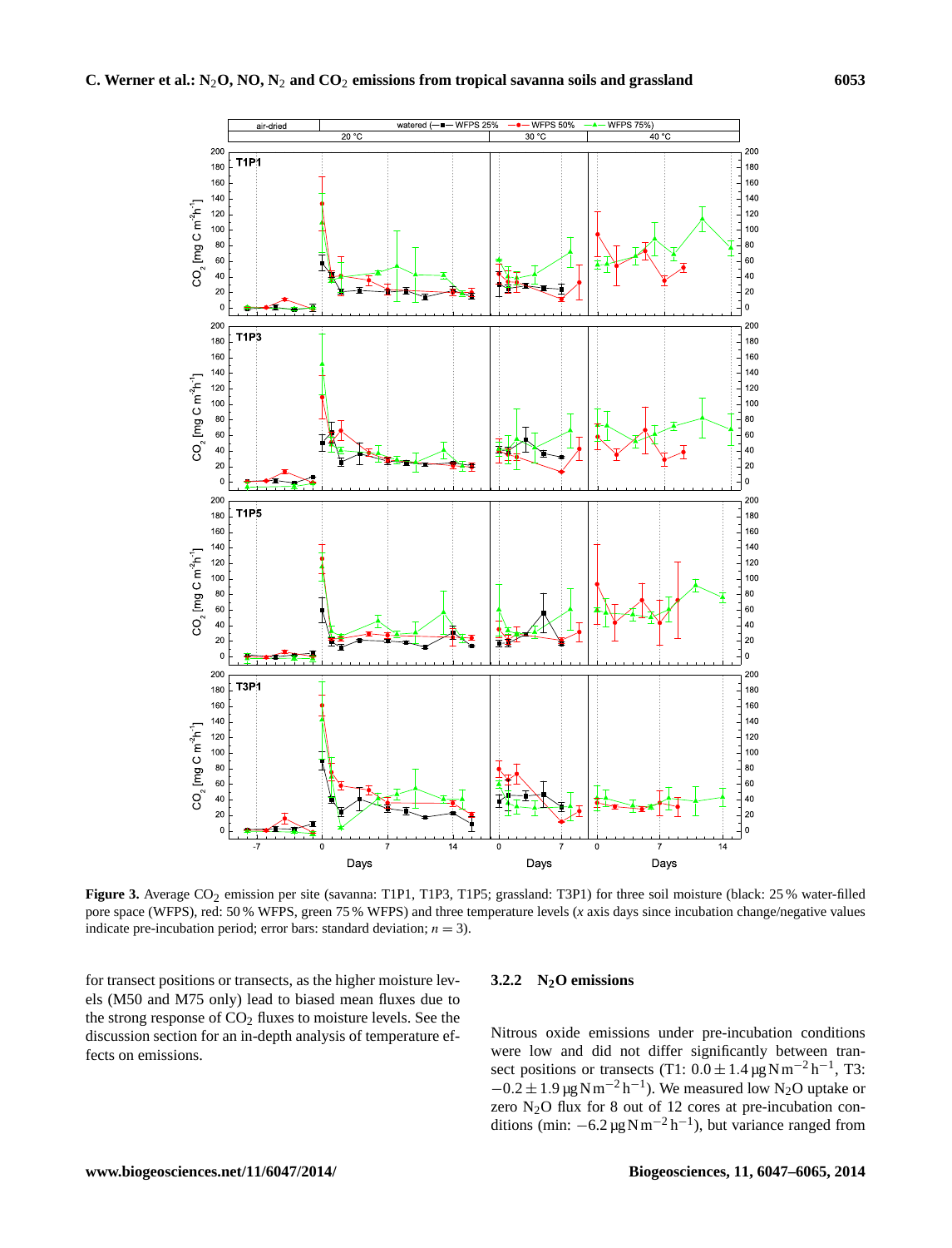**Figure 3.** Average $CO_2$ emission per site (savanna: T1P1, T1P3, T1P5; grassland: T3P1) for three soil moisture (black: 25 % water-filled pore space (WFPS), red: 50 % WFPS, green 75 % WFPS) and three temperature levels (*x* axis days since incubation change/negative values indicate pre-incubation period; error bars: standard deviation; $n = 3$).

for transect positions or transects, as the higher moisture levels (M50 and M75 only) lead to biased mean fluxes due to the strong response of $CO_2$ fluxes to moisture levels. See the discussion section for an in-depth analysis of temperature effects on emissions.

#### 3.2.2 $N_2O$ emissions

Nitrous oxide emissions under pre-incubation conditions were low and did not differ significantly between transect positions or transects (T1: $0.0 \pm 1.4\,\mu g\,N\,m^{-2}\,h^{-1}$, T3: $-0.2 \pm 1.9\,\mu g\,N\,m^{-2}\,h^{-1}$). We measured low $N_2O$ uptake or zero $N_2O$ flux for 8 out of 12 cores at pre-incubation conditions (min: $-6.2\,\mu g\,N\,m^{-2}\,h^{-1}$), but variance ranged from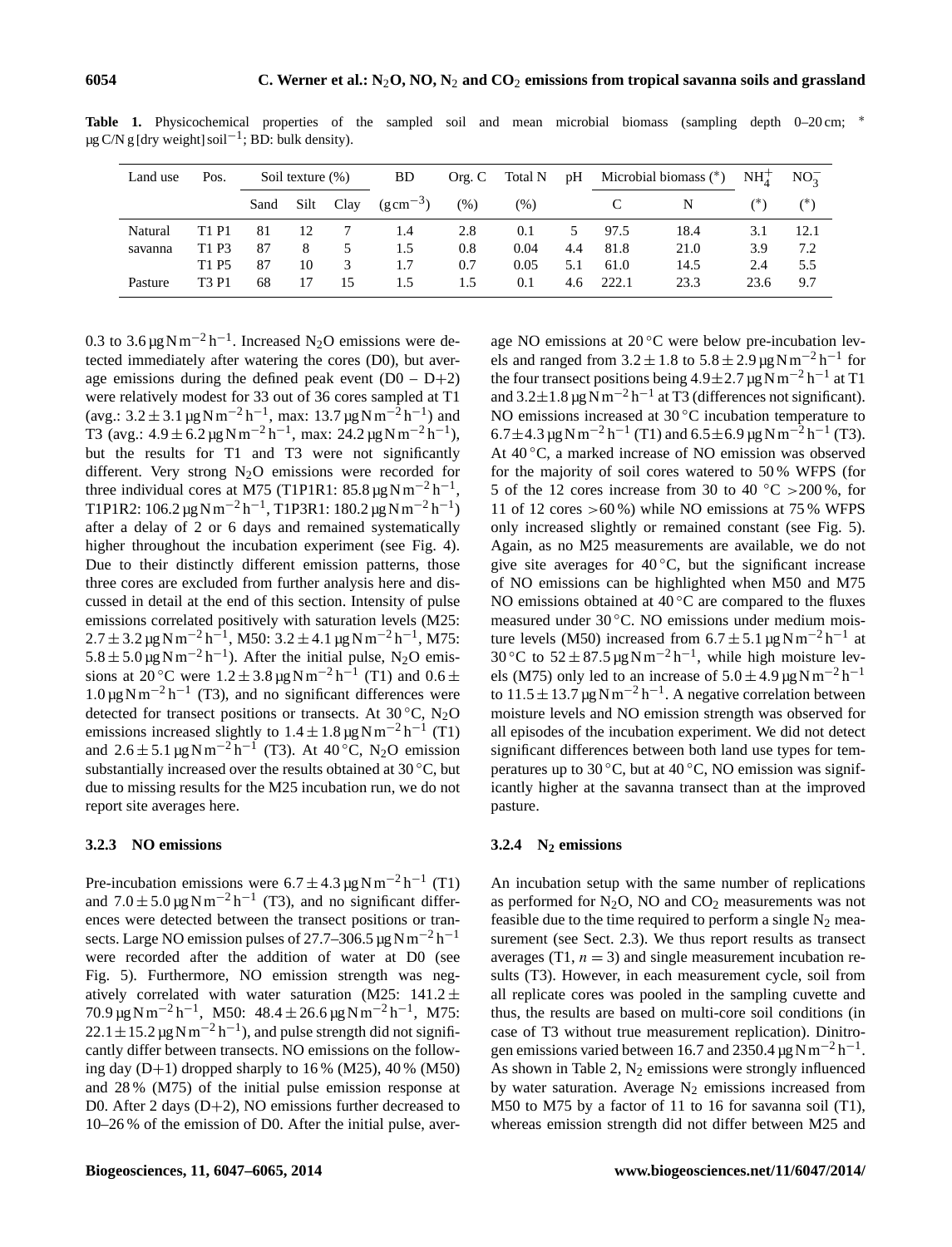**Table 1.** Physicochemical properties of the sampled soil and mean microbial biomass (sampling depth 0–20 cm; * µg C/N g [dry weight] soil$^{-1}$; BD: bulk density).

| Land use | Pos. | Soil texture (%) | | | BD | Org. C | Total N | pH | Microbial biomass (*) | | $NH_4^+$ | $NO_3^-$ |
|---|---|---|---|---|---|---|---|---|---|---|---|---|
| | | Sand | Silt | Clay | ($g\,cm^{-3}$) | (%) | (%) | | C | N | (*) | (*) |
| Natural | T1 P1 | 81 | 12 | 7 | 1.4 | 2.8 | 0.1 | 5 | 97.5 | 18.4 | 3.1 | 12.1 |
| savanna | T1 P3 | 87 | 8 | 5 | 1.5 | 0.8 | 0.04 | 4.4 | 81.8 | 21.0 | 3.9 | 7.2 |
| | T1 P5 | 87 | 10 | 3 | 1.7 | 0.7 | 0.05 | 5.1 | 61.0 | 14.5 | 2.4 | 5.5 |
| Pasture | T3 P1 | 68 | 17 | 15 | 1.5 | 1.5 | 0.1 | 4.6 | 222.1 | 23.3 | 23.6 | 9.7 |

0.3 to 3.6 µg N m$^{-2}$ h$^{-1}$. Increased $N_2O$ emissions were detected immediately after watering the cores (D0), but average emissions during the defined peak event (D0 – D+2) were relatively modest for 33 out of 36 cores sampled at T1 (avg.: $3.2 \pm 3.1$ µg N m$^{-2}$ h$^{-1}$, max: 13.7 µg N m$^{-2}$ h$^{-1}$) and T3 (avg.: $4.9 \pm 6.2$ µg N m$^{-2}$ h$^{-1}$, max: 24.2 µg N m$^{-2}$ h$^{-1}$), but the results for T1 and T3 were not significantly different. Very strong $N_2O$ emissions were recorded for three individual cores at M75 (T1P1R1: 85.8 µg N m$^{-2}$ h$^{-1}$, T1P1R2: 106.2 µg N m$^{-2}$ h$^{-1}$, T1P3R1: 180.2 µg N m$^{-2}$ h$^{-1}$) after a delay of 2 or 6 days and remained systematically higher throughout the incubation experiment (see Fig. 4). Due to their distinctly different emission patterns, those three cores are excluded from further analysis here and discussed in detail at the end of this section. Intensity of pulse emissions correlated positively with saturation levels (M25: $2.7 \pm 3.2$ µg N m$^{-2}$ h$^{-1}$, M50: $3.2 \pm 4.1$ µg N m$^{-2}$ h$^{-1}$, M75: $5.8 \pm 5.0$ µg N m$^{-2}$ h$^{-1}$). After the initial pulse, $N_2O$ emissions at 20 °C were $1.2 \pm 3.8$ µg N m$^{-2}$ h$^{-1}$ (T1) and $0.6 \pm 1.0$ µg N m$^{-2}$ h$^{-1}$ (T3), and no significant differences were detected for transect positions or transects. At 30 °C, $N_2O$ emissions increased slightly to $1.4 \pm 1.8$ µg N m$^{-2}$ h$^{-1}$ (T1) and $2.6 \pm 5.1$ µg N m$^{-2}$ h$^{-1}$ (T3). At 40 °C, $N_2O$ emission substantially increased over the results obtained at 30 °C, but due to missing results for the M25 incubation run, we do not report site averages here.

### 3.2.3 NO emissions

Pre-incubation emissions were $6.7 \pm 4.3$ µg N m$^{-2}$ h$^{-1}$ (T1) and $7.0 \pm 5.0$ µg N m$^{-2}$ h$^{-1}$ (T3), and no significant differences were detected between the transect positions or transects. Large NO emission pulses of 27.7–306.5 µg N m$^{-2}$ h$^{-1}$ were recorded after the addition of water at D0 (see Fig. 5). Furthermore, NO emission strength was negatively correlated with water saturation (M25: $141.2 \pm 70.9$ µg N m$^{-2}$ h$^{-1}$, M50: $48.4 \pm 26.6$ µg N m$^{-2}$ h$^{-1}$, M75: $22.1 \pm 15.2$ µg N m$^{-2}$ h$^{-1}$), and pulse strength did not significantly differ between transects. NO emissions on the following day (D+1) dropped sharply to 16 % (M25), 40 % (M50) and 28 % (M75) of the initial pulse emission response at D0. After 2 days (D+2), NO emissions further decreased to 10–26 % of the emission of D0. After the initial pulse, average NO emissions at 20 °C were below pre-incubation levels and ranged from $3.2 \pm 1.8$ to $5.8 \pm 2.9$ µg N m$^{-2}$ h$^{-1}$ for the four transect positions being $4.9 \pm 2.7$ µg N m$^{-2}$ h$^{-1}$ at T1 and $3.2 \pm 1.8$ µg N m$^{-2}$ h$^{-1}$ at T3 (differences not significant). NO emissions increased at 30 °C incubation temperature to $6.7 \pm 4.3$ µg N m$^{-2}$ h$^{-1}$ (T1) and $6.5 \pm 6.9$ µg N m$^{-2}$ h$^{-1}$ (T3). At 40 °C, a marked increase of NO emission was observed for the majority of soil cores watered to 50 % WFPS (for 5 of the 12 cores increase from 30 to 40 °C >200 %, for 11 of 12 cores >60 %) while NO emissions at 75 % WFPS only increased slightly or remained constant (see Fig. 5). Again, as no M25 measurements are available, we do not give site averages for 40 °C, but the significant increase of NO emissions can be highlighted when M50 and M75 NO emissions obtained at 40 °C are compared to the fluxes measured under 30 °C. NO emissions under medium moisture levels (M50) increased from $6.7 \pm 5.1$ µg N m$^{-2}$ h$^{-1}$ at 30 °C to $52 \pm 87.5$ µg N m$^{-2}$ h$^{-1}$, while high moisture levels (M75) only led to an increase of $5.0 \pm 4.9$ µg N m$^{-2}$ h$^{-1}$ to $11.5 \pm 13.7$ µg N m$^{-2}$ h$^{-1}$. A negative correlation between moisture levels and NO emission strength was observed for all episodes of the incubation experiment. We did not detect significant differences between both land use types for temperatures up to 30 °C, but at 40 °C, NO emission was significantly higher at the savanna transect than at the improved pasture.

### 3.2.4 $N_2$ emissions

An incubation setup with the same number of replications as performed for $N_2O$, NO and $CO_2$ measurements was not feasible due to the time required to perform a single $N_2$ measurement (see Sect. 2.3). We thus report results as transect averages (T1, $n = 3$) and single measurement incubation results (T3). However, in each measurement cycle, soil from all replicate cores was pooled in the sampling cuvette and thus, the results are based on multi-core soil conditions (in case of T3 without true measurement replication). Dinitrogen emissions varied between 16.7 and 2350.4 µg N m$^{-2}$ h$^{-1}$. As shown in Table 2, $N_2$ emissions were strongly influenced by water saturation. Average $N_2$ emissions increased from M50 to M75 by a factor of 11 to 16 for savanna soil (T1), whereas emission strength did not differ between M25 and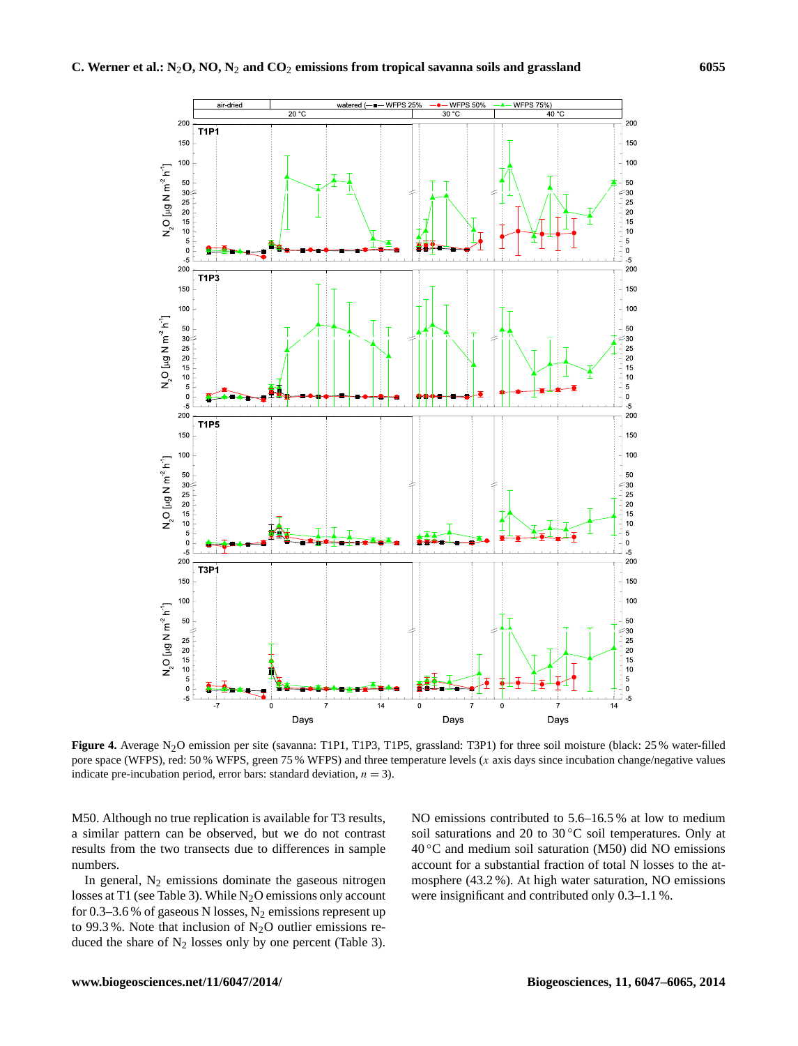**Figure 4.** Average $N_2O$ emission per site (savanna: T1P1, T1P3, T1P5, grassland: T3P1) for three soil moisture (black: 25 % water-filled pore space (WFPS), red: 50 % WFPS, green 75 % WFPS) and three temperature levels ($x$ axis days since incubation change/negative values indicate pre-incubation period, error bars: standard deviation, $n = 3$).

M50. Although no true replication is available for T3 results, a similar pattern can be observed, but we do not contrast results from the two transects due to differences in sample numbers.

In general, $N_2$ emissions dominate the gaseous nitrogen losses at T1 (see Table 3). While $N_2O$ emissions only account for 0.3–3.6 % of gaseous N losses, $N_2$ emissions represent up to 99.3 %. Note that inclusion of $N_2O$ outlier emissions reduced the share of $N_2$ losses only by one percent (Table 3). NO emissions contributed to 5.6–16.5 % at low to medium soil saturations and 20 to 30 °C soil temperatures. Only at 40 °C and medium soil saturation (M50) did NO emissions account for a substantial fraction of total N losses to the atmosphere (43.2 %). At high water saturation, NO emissions were insignificant and contributed only 0.3–1.1 %.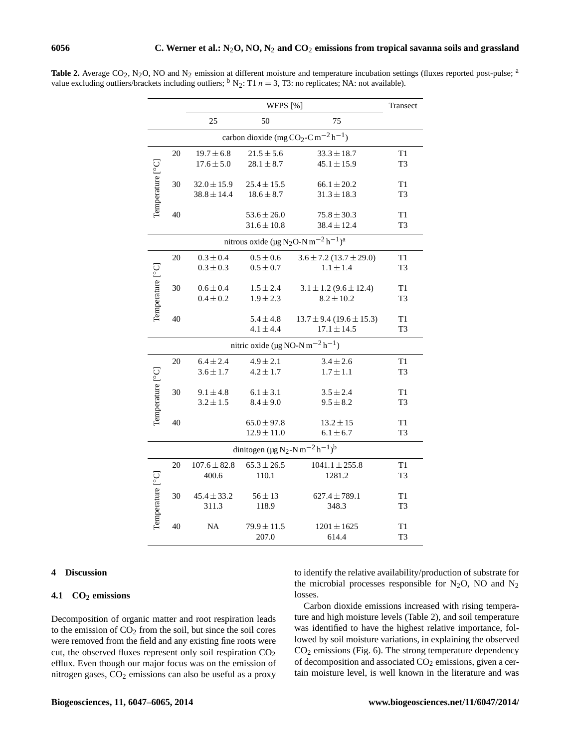**Table 2.** Average $CO_2$, $N_2O$, NO and $N_2$ emission at different moisture and temperature incubation settings (fluxes reported post-pulse; [a] value excluding outliers/brackets including outliers; [b] $N_2$: T1 $n = 3$, T3: no replicates; NA: not available).

| | | WFPS [%] | | | Transect |
|---|---|---|---|---|---|
| | | 25 | 50 | 75 | |
| carbon dioxide (mg $CO_2$-C $m^{-2}$ $h^{-1}$) | | | | | |
| Temperature [°C] | 20 | $19.7 \pm 6.8$ | $21.5 \pm 5.6$ | $33.3 \pm 18.7$ | T1 |
| | | $17.6 \pm 5.0$ | $28.1 \pm 8.7$ | $45.1 \pm 15.9$ | T3 |
| | 30 | $32.0 \pm 15.9$ | $25.4 \pm 15.5$ | $66.1 \pm 20.2$ | T1 |
| | | $38.8 \pm 14.4$ | $18.6 \pm 8.7$ | $31.3 \pm 18.3$ | T3 |
| | 40 | | $53.6 \pm 26.0$ | $75.8 \pm 30.3$ | T1 |
| | | | $31.6 \pm 10.8$ | $38.4 \pm 12.4$ | T3 |
| nitrous oxide (µg $N_2O$-N $m^{-2}$ $h^{-1}$)[a] | | | | | |
| Temperature [°C] | 20 | $0.3 \pm 0.4$ | $0.5 \pm 0.6$ | $3.6 \pm 7.2$ ($13.7 \pm 29.0$) | T1 |
| | | $0.3 \pm 0.3$ | $0.5 \pm 0.7$ | $1.1 \pm 1.4$ | T3 |
| | 30 | $0.6 \pm 0.4$ | $1.5 \pm 2.4$ | $3.1 \pm 1.2$ ($9.6 \pm 12.4$) | T1 |
| | | $0.4 \pm 0.2$ | $1.9 \pm 2.3$ | $8.2 \pm 10.2$ | T3 |
| | 40 | | $5.4 \pm 4.8$ | $13.7 \pm 9.4$ ($19.6 \pm 15.3$) | T1 |
| | | | $4.1 \pm 4.4$ | $17.1 \pm 14.5$ | T3 |
| nitric oxide (µg NO-N $m^{-2}$ $h^{-1}$) | | | | | |
| Temperature [°C] | 20 | $6.4 \pm 2.4$ | $4.9 \pm 2.1$ | $3.4 \pm 2.6$ | T1 |
| | | $3.6 \pm 1.7$ | $4.2 \pm 1.7$ | $1.7 \pm 1.1$ | T3 |
| | 30 | $9.1 \pm 4.8$ | $6.1 \pm 3.1$ | $3.5 \pm 2.4$ | T1 |
| | | $3.2 \pm 1.5$ | $8.4 \pm 9.0$ | $9.5 \pm 8.2$ | T3 |
| | 40 | | $65.0 \pm 97.8$ | $13.2 \pm 15$ | T1 |
| | | | $12.9 \pm 11.0$ | $6.1 \pm 6.7$ | T3 |
| dinitogen (µg $N_2$-N $m^{-2}$ $h^{-1}$)[b] | | | | | |
| Temperature [°C] | 20 | $107.6 \pm 82.8$ | $65.3 \pm 26.5$ | $1041.1 \pm 255.8$ | T1 |
| | | 400.6 | 110.1 | 1281.2 | T3 |
| | 30 | $45.4 \pm 33.2$ | $56 \pm 13$ | $627.4 \pm 789.1$ | T1 |
| | | 311.3 | 118.9 | 348.3 | T3 |
| | 40 | NA | $79.9 \pm 11.5$ | $1201 \pm 1625$ | T1 |
| | | | 207.0 | 614.4 | T3 |

## 4 Discussion

### 4.1 $CO_2$ emissions

Decomposition of organic matter and root respiration leads to the emission of $CO_2$ from the soil, but since the soil cores were removed from the field and any existing fine roots were cut, the observed fluxes represent only soil respiration $CO_2$ efflux. Even though our major focus was on the emission of nitrogen gases, $CO_2$ emissions can also be useful as a proxy to identify the relative availability/production of substrate for the microbial processes responsible for $N_2O$, NO and $N_2$ losses.

Carbon dioxide emissions increased with rising temperature and high moisture levels (Table 2), and soil temperature was identified to have the highest relative importance, followed by soil moisture variations, in explaining the observed $CO_2$ emissions (Fig. 6). The strong temperature dependency of decomposition and associated $CO_2$ emissions, given a certain moisture level, is well known in the literature and was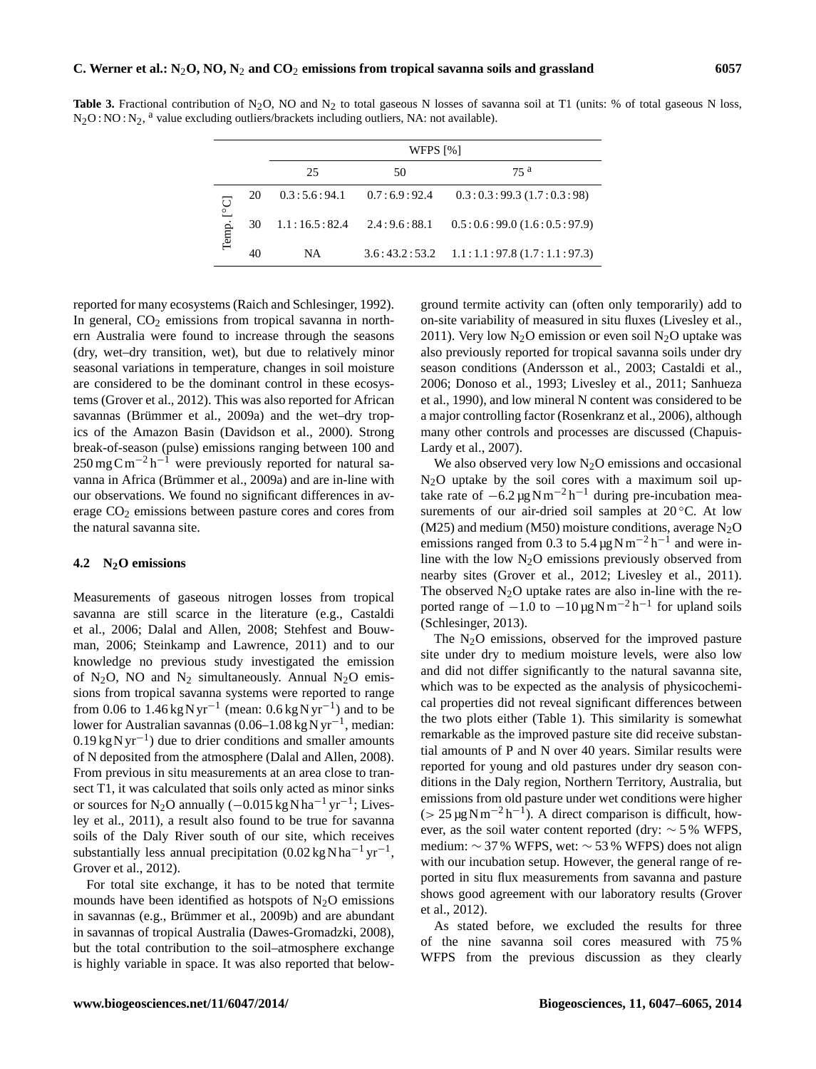**Table 3.** Fractional contribution of $N_2O$, NO and $N_2$ to total gaseous N losses of savanna soil at T1 (units: % of total gaseous N loss, $N_2O:NO:N_2$, [a] value excluding outliers/brackets including outliers, NA: not available).

| | | WFPS [%] | | |
|---|---|---|---|---|
| | | 25 | 50 | 75 [a] |
| Temp. [°C] | 20 | 0.3 : 5.6 : 94.1 | 0.7 : 6.9 : 92.4 | 0.3 : 0.3 : 99.3 (1.7 : 0.3 : 98) |
| | 30 | 1.1 : 16.5 : 82.4 | 2.4 : 9.6 : 88.1 | 0.5 : 0.6 : 99.0 (1.6 : 0.5 : 97.9) |
| | 40 | NA | 3.6 : 43.2 : 53.2 | 1.1 : 1.1 : 97.8 (1.7 : 1.1 : 97.3) |

reported for many ecosystems (Raich and Schlesinger, 1992). In general, $CO_2$ emissions from tropical savanna in northern Australia were found to increase through the seasons (dry, wet–dry transition, wet), but due to relatively minor seasonal variations in temperature, changes in soil moisture are considered to be the dominant control in these ecosystems (Grover et al., 2012). This was also reported for African savannas (Brümmer et al., 2009a) and the wet–dry tropics of the Amazon Basin (Davidson et al., 2000). Strong break-of-season (pulse) emissions ranging between 100 and 250 $mg\,C\,m^{-2}\,h^{-1}$ were previously reported for natural savanna in Africa (Brümmer et al., 2009a) and are in-line with our observations. We found no significant differences in average $CO_2$ emissions between pasture cores and cores from the natural savanna site.

### 4.2 $N_2O$ emissions

Measurements of gaseous nitrogen losses from tropical savanna are still scarce in the literature (e.g., Castaldi et al., 2006; Dalal and Allen, 2008; Stehfest and Bouwman, 2006; Steinkamp and Lawrence, 2011) and to our knowledge no previous study investigated the emission of $N_2O$, NO and $N_2$ simultaneously. Annual $N_2O$ emissions from tropical savanna systems were reported to range from 0.06 to 1.46 $kg\,N\,yr^{-1}$ (mean: 0.6 $kg\,N\,yr^{-1}$) and to be lower for Australian savannas (0.06–1.08 $kg\,N\,yr^{-1}$, median: 0.19 $kg\,N\,yr^{-1}$) due to drier conditions and smaller amounts of N deposited from the atmosphere (Dalal and Allen, 2008). From previous in situ measurements at an area close to transect T1, it was calculated that soils only acted as minor sinks or sources for $N_2O$ annually ($-0.015\,kg\,N\,ha^{-1}\,yr^{-1}$; Livesley et al., 2011), a result also found to be true for savanna soils of the Daly River south of our site, which receives substantially less annual precipitation (0.02 $kg\,N\,ha^{-1}\,yr^{-1}$, Grover et al., 2012).

For total site exchange, it has to be noted that termite mounds have been identified as hotspots of $N_2O$ emissions in savannas (e.g., Brümmer et al., 2009b) and are abundant in savannas of tropical Australia (Dawes-Gromadzki, 2008), but the total contribution to the soil–atmosphere exchange is highly variable in space. It was also reported that below-ground termite activity can (often only temporarily) add to on-site variability of measured in situ fluxes (Livesley et al., 2011). Very low $N_2O$ emission or even soil $N_2O$ uptake was also previously reported for tropical savanna soils under dry season conditions (Andersson et al., 2003; Castaldi et al., 2006; Donoso et al., 1993; Livesley et al., 2011; Sanhueza et al., 1990), and low mineral N content was considered to be a major controlling factor (Rosenkranz et al., 2006), although many other controls and processes are discussed (Chapuis-Lardy et al., 2007).

We also observed very low $N_2O$ emissions and occasional $N_2O$ uptake by the soil cores with a maximum soil uptake rate of $-6.2\,\mu g\,N\,m^{-2}\,h^{-1}$ during pre-incubation measurements of our air-dried soil samples at 20 °C. At low (M25) and medium (M50) moisture conditions, average $N_2O$ emissions ranged from 0.3 to 5.4 $\mu g\,N\,m^{-2}\,h^{-1}$ and were in-line with the low $N_2O$ emissions previously observed from nearby sites (Grover et al., 2012; Livesley et al., 2011). The observed $N_2O$ uptake rates are also in-line with the reported range of $-1.0$ to $-10\,\mu g\,N\,m^{-2}\,h^{-1}$ for upland soils (Schlesinger, 2013).

The $N_2O$ emissions, observed for the improved pasture site under dry to medium moisture levels, were also low and did not differ significantly to the natural savanna site, which was to be expected as the analysis of physicochemical properties did not reveal significant differences between the two plots either (Table 1). This similarity is somewhat remarkable as the improved pasture site did receive substantial amounts of P and N over 40 years. Similar results were reported for young and old pastures under dry season conditions in the Daly region, Northern Territory, Australia, but emissions from old pasture under wet conditions were higher ($> 25\,\mu g\,N\,m^{-2}\,h^{-1}$). A direct comparison is difficult, however, as the soil water content reported (dry: $\sim 5$ % WFPS, medium: $\sim 37$ % WFPS, wet: $\sim 53$ % WFPS) does not align with our incubation setup. However, the general range of reported in situ flux measurements from savanna and pasture shows good agreement with our laboratory results (Grover et al., 2012).

As stated before, we excluded the results for three of the nine savanna soil cores measured with 75 % WFPS from the previous discussion as they clearly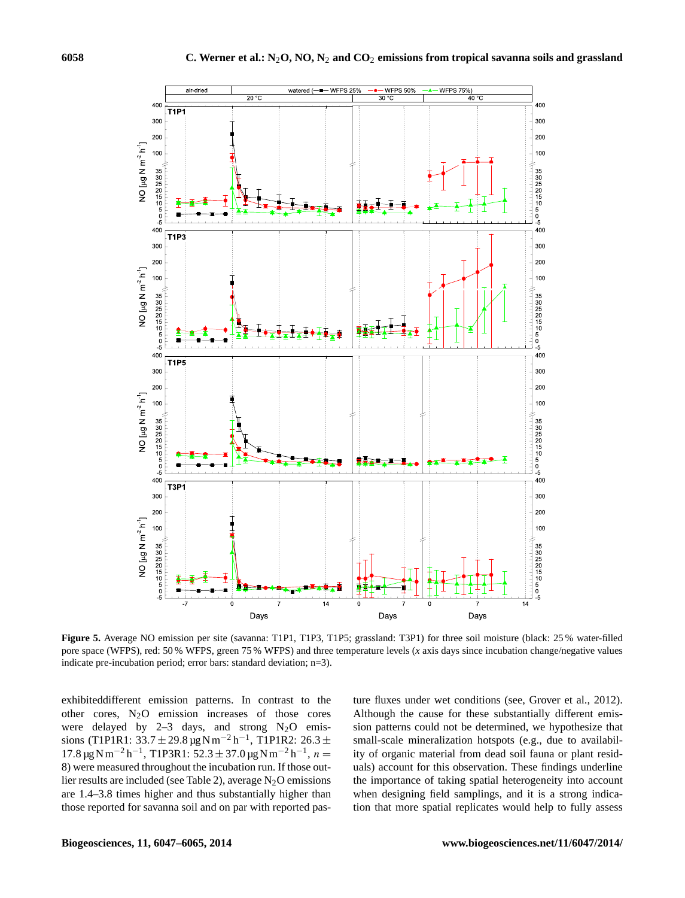**Figure 5.** Average NO emission per site (savanna: T1P1, T1P3, T1P5; grassland: T3P1) for three soil moisture (black: 25 % water-filled pore space (WFPS), red: 50 % WFPS, green 75 % WFPS) and three temperature levels (*x* axis days since incubation change/negative values indicate pre-incubation period; error bars: standard deviation; n=3).

exhibiteddifferent emission patterns. In contrast to the other cores, $N_2O$ emission increases of those cores were delayed by 2–3 days, and strong $N_2O$ emissions (T1P1R1: $33.7 \pm 29.8\,\mu g\,N\,m^{-2}\,h^{-1}$, T1P1R2: $26.3 \pm 17.8\,\mu g\,N\,m^{-2}\,h^{-1}$, T1P3R1: $52.3 \pm 37.0\,\mu g\,N\,m^{-2}\,h^{-1}$, $n = 8$) were measured throughout the incubation run. If those outlier results are included (see Table 2), average $N_2O$ emissions are 1.4–3.8 times higher and thus substantially higher than those reported for savanna soil and on par with reported pasture fluxes under wet conditions (see, Grover et al., 2012). Although the cause for these substantially different emission patterns could not be determined, we hypothesize that small-scale mineralization hotspots (e.g., due to availability of organic material from dead soil fauna or plant residuals) account for this observation. These findings underline the importance of taking spatial heterogeneity into account when designing field samplings, and it is a strong indication that more spatial replicates would help to fully assess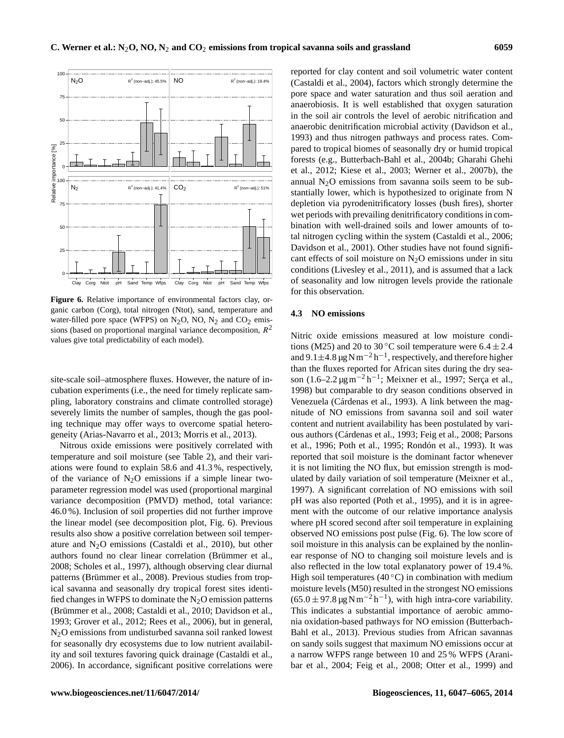**Figure 6.** Relative importance of environmental factors clay, organic carbon (Corg), total nitrogen (Ntot), sand, temperature and water-filled pore space (WFPS) on $N_2O$, NO, $N_2$ and $CO_2$ emissions (based on proportional marginal variance decomposition, $R^2$ values give total predictability of each model).

site-scale soil–atmosphere fluxes. However, the nature of incubation experiments (i.e., the need for timely replicate sampling, laboratory constrains and climate controlled storage) severely limits the number of samples, though the gas pooling technique may offer ways to overcome spatial heterogeneity (Arias-Navarro et al., 2013; Morris et al., 2013).

Nitrous oxide emissions were positively correlated with temperature and soil moisture (see Table 2), and their variations were found to explain 58.6 and 41.3 %, respectively, of the variance of $N_2O$ emissions if a simple linear two-parameter regression model was used (proportional marginal variance decomposition (PMVD) method, total variance: 46.0 %). Inclusion of soil properties did not further improve the linear model (see decomposition plot, Fig. 6). Previous results also show a positive correlation between soil temperature and $N_2O$ emissions (Castaldi et al., 2010), but other authors found no clear linear correlation (Brümmer et al., 2008; Scholes et al., 1997), although observing clear diurnal patterns (Brümmer et al., 2008). Previous studies from tropical savanna and seasonally dry tropical forest sites identified changes in WFPS to dominate the $N_2O$ emission patterns (Brümmer et al., 2008; Castaldi et al., 2010; Davidson et al., 1993; Grover et al., 2012; Rees et al., 2006), but in general, $N_2O$ emissions from undisturbed savanna soil ranked lowest for seasonally dry ecosystems due to low nutrient availability and soil textures favoring quick drainage (Castaldi et al., 2006). In accordance, significant positive correlations were reported for clay content and soil volumetric water content (Castaldi et al., 2004), factors which strongly determine the pore space and water saturation and thus soil aeration and anaerobiosis. It is well established that oxygen saturation in the soil air controls the level of aerobic nitrification and anaerobic denitrification microbial activity (Davidson et al., 1993) and thus nitrogen pathways and process rates. Compared to tropical biomes of seasonally dry or humid tropical forests (e.g., Butterbach-Bahl et al., 2004b; Gharahi Ghehi et al., 2012; Kiese et al., 2003; Werner et al., 2007b), the annual $N_2O$ emissions from savanna soils seem to be substantially lower, which is hypothesized to originate from N depletion via pyrodenitrificatory losses (bush fires), shorter wet periods with prevailing denitrificatory conditions in combination with well-drained soils and lower amounts of total nitrogen cycling within the system (Castaldi et al., 2006; Davidson et al., 2001). Other studies have not found significant effects of soil moisture on $N_2O$ emissions under in situ conditions (Livesley et al., 2011), and is assumed that a lack of seasonality and low nitrogen levels provide the rationale for this observation.

### 4.3 NO emissions

Nitric oxide emissions measured at low moisture conditions (M25) and 20 to 30 °C soil temperature were $6.4 \pm 2.4$ and $9.1 \pm 4.8\ \mu g\,N\,m^{-2}\,h^{-1}$, respectively, and therefore higher than the fluxes reported for African sites during the dry season ($1.6$–$2.2\ \mu g\,m^{-2}\,h^{-1}$; Meixner et al., 1997; Serça et al., 1998) but comparable to dry season conditions observed in Venezuela (Cárdenas et al., 1993). A link between the magnitude of NO emissions from savanna soil and soil water content and nutrient availability has been postulated by various authors (Cárdenas et al., 1993; Feig et al., 2008; Parsons et al., 1996; Poth et al., 1995; Rondón et al., 1993). It was reported that soil moisture is the dominant factor whenever it is not limiting the NO flux, but emission strength is modulated by daily variation of soil temperature (Meixner et al., 1997). A significant correlation of NO emissions with soil pH was also reported (Poth et al., 1995), and it is in agreement with the outcome of our relative importance analysis where pH scored second after soil temperature in explaining observed NO emissions post pulse (Fig. 6). The low score of soil moisture in this analysis can be explained by the nonlinear response of NO to changing soil moisture levels and is also reflected in the low total explanatory power of 19.4 %. High soil temperatures (40 °C) in combination with medium moisture levels (M50) resulted in the strongest NO emissions ($65.0 \pm 97.8\ \mu g\,N\,m^{-2}\,h^{-1}$), with high intra-core variability. This indicates a substantial importance of aerobic ammonia oxidation-based pathways for NO emission (Butterbach-Bahl et al., 2013). Previous studies from African savannas on sandy soils suggest that maximum NO emissions occur at a narrow WFPS range between 10 and 25 % WFPS (Aranibar et al., 2004; Feig et al., 2008; Otter et al., 1999) and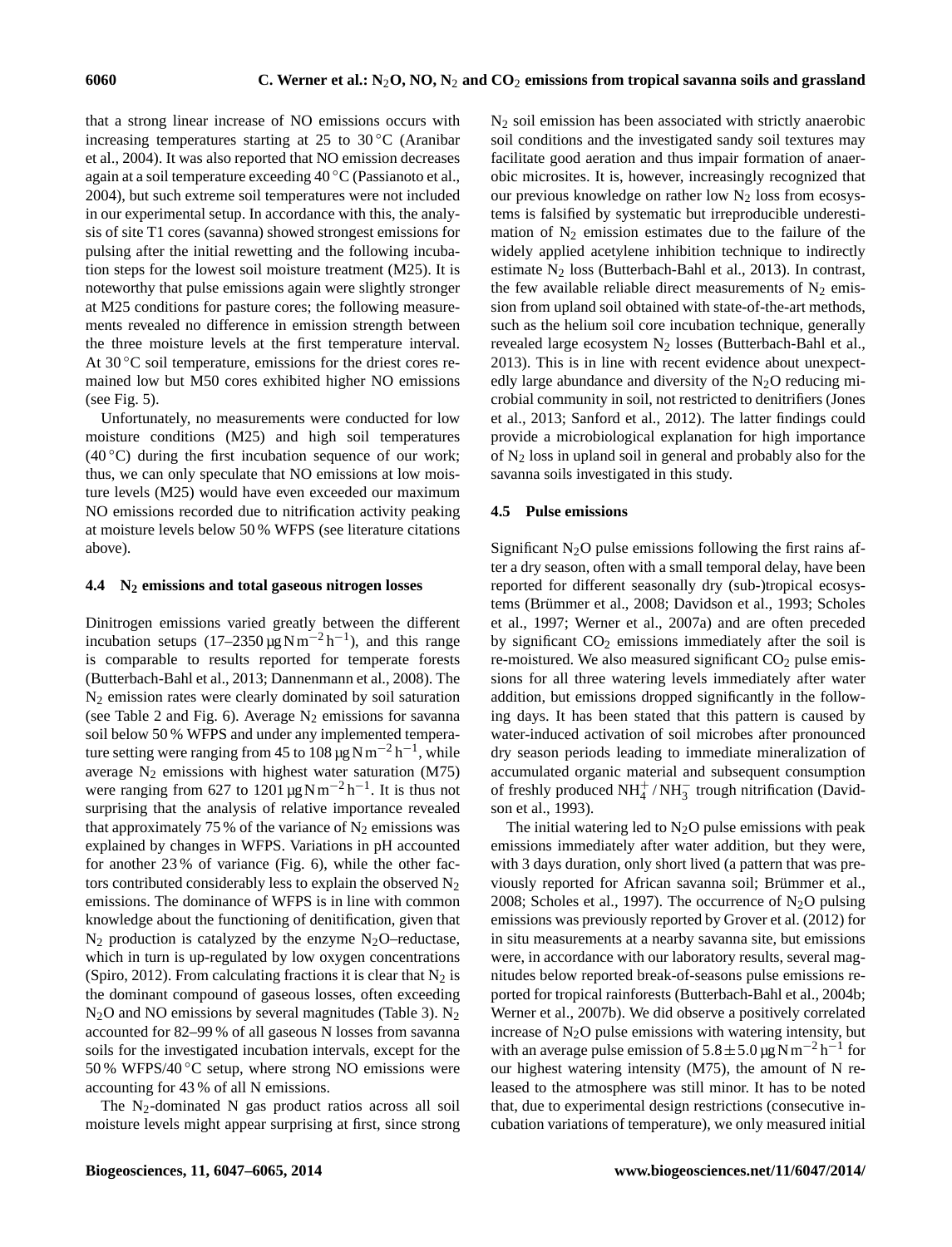that a strong linear increase of NO emissions occurs with increasing temperatures starting at 25 to 30 °C (Aranibar et al., 2004). It was also reported that NO emission decreases again at a soil temperature exceeding 40 °C (Passianoto et al., 2004), but such extreme soil temperatures were not included in our experimental setup. In accordance with this, the analysis of site T1 cores (savanna) showed strongest emissions for pulsing after the initial rewetting and the following incubation steps for the lowest soil moisture treatment (M25). It is noteworthy that pulse emissions again were slightly stronger at M25 conditions for pasture cores; the following measurements revealed no difference in emission strength between the three moisture levels at the first temperature interval. At 30 °C soil temperature, emissions for the driest cores remained low but M50 cores exhibited higher NO emissions (see Fig. 5).

Unfortunately, no measurements were conducted for low moisture conditions (M25) and high soil temperatures (40 °C) during the first incubation sequence of our work; thus, we can only speculate that NO emissions at low moisture levels (M25) would have even exceeded our maximum NO emissions recorded due to nitrification activity peaking at moisture levels below 50 % WFPS (see literature citations above).

### 4.4 $N_2$ emissions and total gaseous nitrogen losses

Dinitrogen emissions varied greatly between the different incubation setups (17–2350 $\mu g\,N\,m^{-2}\,h^{-1}$), and this range is comparable to results reported for temperate forests (Butterbach-Bahl et al., 2013; Dannenmann et al., 2008). The $N_2$ emission rates were clearly dominated by soil saturation (see Table 2 and Fig. 6). Average $N_2$ emissions for savanna soil below 50 % WFPS and under any implemented temperature setting were ranging from 45 to 108 $\mu g\,N\,m^{-2}\,h^{-1}$, while average $N_2$ emissions with highest water saturation (M75) were ranging from 627 to 1201 $\mu g\,N\,m^{-2}\,h^{-1}$. It is thus not surprising that the analysis of relative importance revealed that approximately 75 % of the variance of $N_2$ emissions was explained by changes in WFPS. Variations in pH accounted for another 23 % of variance (Fig. 6), while the other factors contributed considerably less to explain the observed $N_2$ emissions. The dominance of WFPS is in line with common knowledge about the functioning of denitification, given that $N_2$ production is catalyzed by the enzyme $N_2O$–reductase, which in turn is up-regulated by low oxygen concentrations (Spiro, 2012). From calculating fractions it is clear that $N_2$ is the dominant compound of gaseous losses, often exceeding $N_2O$ and NO emissions by several magnitudes (Table 3). $N_2$ accounted for 82–99 % of all gaseous N losses from savanna soils for the investigated incubation intervals, except for the 50 % WFPS/40 °C setup, where strong NO emissions were accounting for 43 % of all N emissions.

The $N_2$-dominated N gas product ratios across all soil moisture levels might appear surprising at first, since strong $N_2$ soil emission has been associated with strictly anaerobic soil conditions and the investigated sandy soil textures may facilitate good aeration and thus impair formation of anaerobic microsites. It is, however, increasingly recognized that our previous knowledge on rather low $N_2$ loss from ecosystems is falsified by systematic but irreproducible underestimation of $N_2$ emission estimates due to the failure of the widely applied acetylene inhibition technique to indirectly estimate $N_2$ loss (Butterbach-Bahl et al., 2013). In contrast, the few available reliable direct measurements of $N_2$ emission from upland soil obtained with state-of-the-art methods, such as the helium soil core incubation technique, generally revealed large ecosystem $N_2$ losses (Butterbach-Bahl et al., 2013). This is in line with recent evidence about unexpectedly large abundance and diversity of the $N_2O$ reducing microbial community in soil, not restricted to denitrifiers (Jones et al., 2013; Sanford et al., 2012). The latter findings could provide a microbiological explanation for high importance of $N_2$ loss in upland soil in general and probably also for the savanna soils investigated in this study.

### 4.5 Pulse emissions

Significant $N_2O$ pulse emissions following the first rains after a dry season, often with a small temporal delay, have been reported for different seasonally dry (sub-)tropical ecosystems (Brümmer et al., 2008; Davidson et al., 1993; Scholes et al., 1997; Werner et al., 2007a) and are often preceded by significant $CO_2$ emissions immediately after the soil is re-moistured. We also measured significant $CO_2$ pulse emissions for all three watering levels immediately after water addition, but emissions dropped significantly in the following days. It has been stated that this pattern is caused by water-induced activation of soil microbes after pronounced dry season periods leading to immediate mineralization of accumulated organic material and subsequent consumption of freshly produced $NH_4^+$ / $NH_3^-$ trough nitrification (Davidson et al., 1993).

The initial watering led to $N_2O$ pulse emissions with peak emissions immediately after water addition, but they were, with 3 days duration, only short lived (a pattern that was previously reported for African savanna soil; Brümmer et al., 2008; Scholes et al., 1997). The occurrence of $N_2O$ pulsing emissions was previously reported by Grover et al. (2012) for in situ measurements at a nearby savanna site, but emissions were, in accordance with our laboratory results, several magnitudes below reported break-of-seasons pulse emissions reported for tropical rainforests (Butterbach-Bahl et al., 2004b; Werner et al., 2007b). We did observe a positively correlated increase of $N_2O$ pulse emissions with watering intensity, but with an average pulse emission of $5.8 \pm 5.0\,\mu g\,N\,m^{-2}\,h^{-1}$ for our highest watering intensity (M75), the amount of N released to the atmosphere was still minor. It has to be noted that, due to experimental design restrictions (consecutive incubation variations of temperature), we only measured initial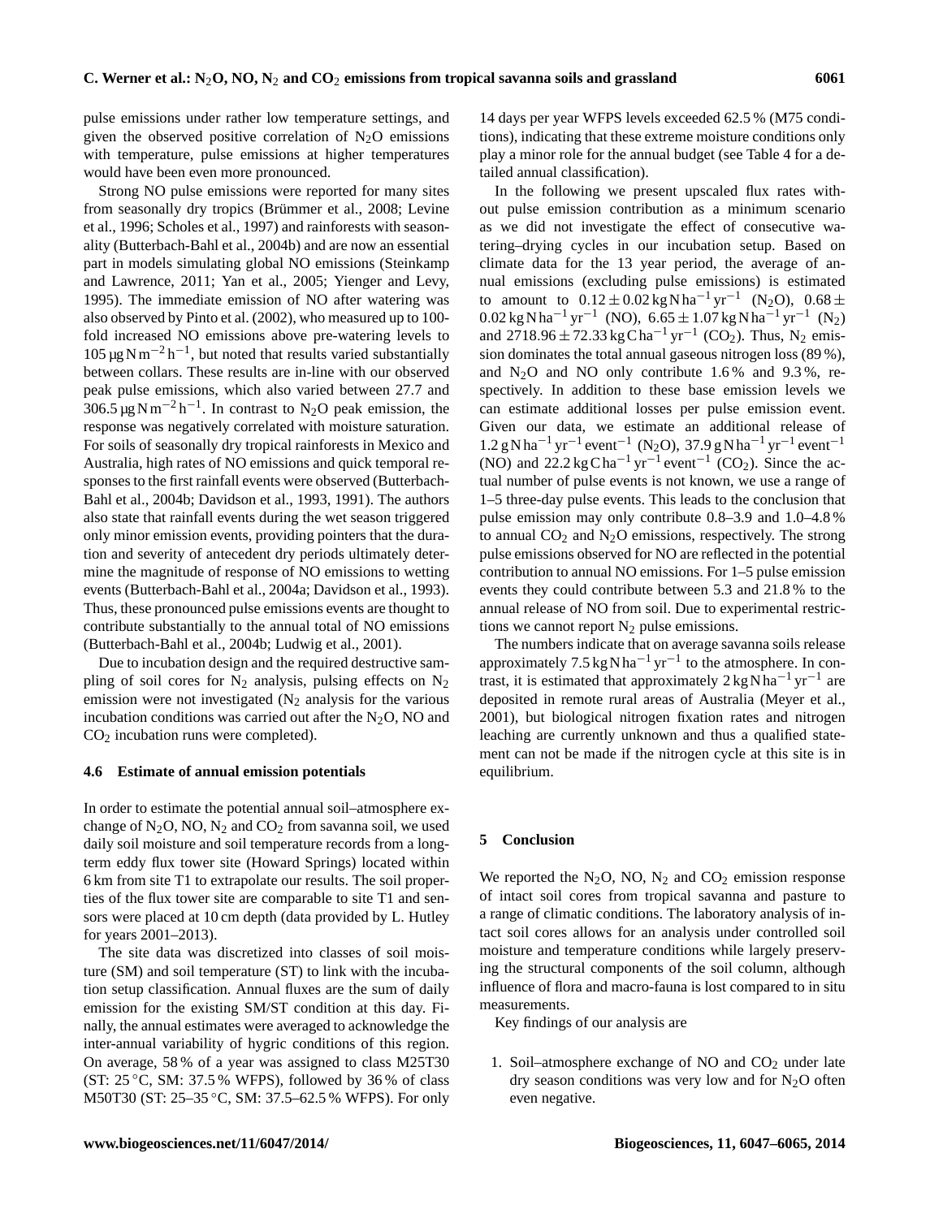pulse emissions under rather low temperature settings, and given the observed positive correlation of $N_2O$ emissions with temperature, pulse emissions at higher temperatures would have been even more pronounced.

Strong NO pulse emissions were reported for many sites from seasonally dry tropics (Brümmer et al., 2008; Levine et al., 1996; Scholes et al., 1997) and rainforests with seasonality (Butterbach-Bahl et al., 2004b) and are now an essential part in models simulating global NO emissions (Steinkamp and Lawrence, 2011; Yan et al., 2005; Yienger and Levy, 1995). The immediate emission of NO after watering was also observed by Pinto et al. (2002), who measured up to 100-fold increased NO emissions above pre-watering levels to $105\,\mu g\,N\,m^{-2}\,h^{-1}$, but noted that results varied substantially between collars. These results are in-line with our observed peak pulse emissions, which also varied between 27.7 and $306.5\,\mu g\,N\,m^{-2}\,h^{-1}$. In contrast to $N_2O$ peak emission, the response was negatively correlated with moisture saturation. For soils of seasonally dry tropical rainforests in Mexico and Australia, high rates of NO emissions and quick temporal responses to the first rainfall events were observed (Butterbach-Bahl et al., 2004b; Davidson et al., 1993, 1991). The authors also state that rainfall events during the wet season triggered only minor emission events, providing pointers that the duration and severity of antecedent dry periods ultimately determine the magnitude of response of NO emissions to wetting events (Butterbach-Bahl et al., 2004a; Davidson et al., 1993). Thus, these pronounced pulse emissions events are thought to contribute substantially to the annual total of NO emissions (Butterbach-Bahl et al., 2004b; Ludwig et al., 2001).

Due to incubation design and the required destructive sampling of soil cores for $N_2$ analysis, pulsing effects on $N_2$ emission were not investigated ($N_2$ analysis for the various incubation conditions was carried out after the $N_2O$, NO and $CO_2$ incubation runs were completed).

### 4.6 Estimate of annual emission potentials

In order to estimate the potential annual soil–atmosphere exchange of $N_2O$, NO, $N_2$ and $CO_2$ from savanna soil, we used daily soil moisture and soil temperature records from a long-term eddy flux tower site (Howard Springs) located within 6 km from site T1 to extrapolate our results. The soil properties of the flux tower site are comparable to site T1 and sensors were placed at 10 cm depth (data provided by L. Hutley for years 2001–2013).

The site data was discretized into classes of soil moisture (SM) and soil temperature (ST) to link with the incubation setup classification. Annual fluxes are the sum of daily emission for the existing SM/ST condition at this day. Finally, the annual estimates were averaged to acknowledge the inter-annual variability of hygric conditions of this region. On average, 58 % of a year was assigned to class M25T30 (ST: 25 °C, SM: 37.5 % WFPS), followed by 36 % of class M50T30 (ST: 25–35 °C, SM: 37.5–62.5 % WFPS). For only 14 days per year WFPS levels exceeded 62.5 % (M75 conditions), indicating that these extreme moisture conditions only play a minor role for the annual budget (see Table 4 for a detailed annual classification).

In the following we present upscaled flux rates without pulse emission contribution as a minimum scenario as we did not investigate the effect of consecutive watering–drying cycles in our incubation setup. Based on climate data for the 13 year period, the average of annual emissions (excluding pulse emissions) is estimated to amount to $0.12 \pm 0.02\,kg\,N\,ha^{-1}\,yr^{-1}$ ($N_2O$), $0.68 \pm 0.02\,kg\,N\,ha^{-1}\,yr^{-1}$ (NO), $6.65 \pm 1.07\,kg\,N\,ha^{-1}\,yr^{-1}$ ($N_2$) and $2718.96 \pm 72.33\,kg\,C\,ha^{-1}\,yr^{-1}$ ($CO_2$). Thus, $N_2$ emission dominates the total annual gaseous nitrogen loss (89 %), and $N_2O$ and NO only contribute 1.6 % and 9.3 %, respectively. In addition to these base emission levels we can estimate additional losses per pulse emission event. Given our data, we estimate an additional release of $1.2\,g\,N\,ha^{-1}\,yr^{-1}\,event^{-1}$ ($N_2O$), $37.9\,g\,N\,ha^{-1}\,yr^{-1}\,event^{-1}$ (NO) and $22.2\,kg\,C\,ha^{-1}\,yr^{-1}\,event^{-1}$ ($CO_2$). Since the actual number of pulse events is not known, we use a range of 1–5 three-day pulse events. This leads to the conclusion that pulse emission may only contribute 0.8–3.9 and 1.0–4.8 % to annual $CO_2$ and $N_2O$ emissions, respectively. The strong pulse emissions observed for NO are reflected in the potential contribution to annual NO emissions. For 1–5 pulse emission events they could contribute between 5.3 and 21.8 % to the annual release of NO from soil. Due to experimental restrictions we cannot report $N_2$ pulse emissions.

The numbers indicate that on average savanna soils release approximately $7.5\,kg\,N\,ha^{-1}\,yr^{-1}$ to the atmosphere. In contrast, it is estimated that approximately $2\,kg\,N\,ha^{-1}\,yr^{-1}$ are deposited in remote rural areas of Australia (Meyer et al., 2001), but biological nitrogen fixation rates and nitrogen leaching are currently unknown and thus a qualified statement can not be made if the nitrogen cycle at this site is in equilibrium.

## 5 Conclusion

We reported the $N_2O$, NO, $N_2$ and $CO_2$ emission response of intact soil cores from tropical savanna and pasture to a range of climatic conditions. The laboratory analysis of intact soil cores allows for an analysis under controlled soil moisture and temperature conditions while largely preserving the structural components of the soil column, although influence of flora and macro-fauna is lost compared to in situ measurements.

Key findings of our analysis are

1. Soil–atmosphere exchange of NO and $CO_2$ under late dry season conditions was very low and for $N_2O$ often even negative.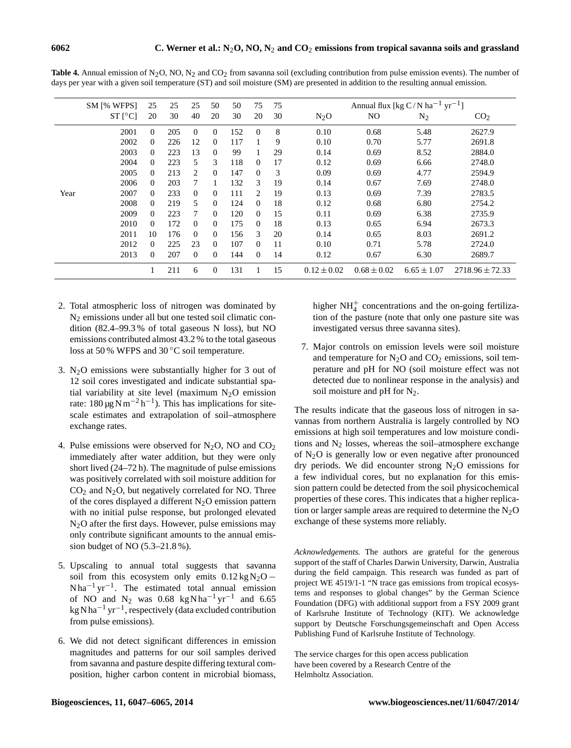**Table 4.** Annual emission of $N_2O$, NO, $N_2$ and $CO_2$ from savanna soil (excluding contribution from pulse emission events). The number of days per year with a given soil temperature (ST) and soil moisture (SM) are presented in addition to the resulting annual emission.

| | SM [% WFPS] | 25 | 25 | 25 | 50 | 50 | 75 | 75 | Annual flux [kg C / N $ha^{-1}$ $yr^{-1}$] | | | |
|---|---|---|---|---|---|---|---|---|---|---|---|---|
| | ST [°C] | 20 | 30 | 40 | 20 | 30 | 20 | 30 | $N_2O$ | NO | $N_2$ | $CO_2$ |
| Year | 2001 | 0 | 205 | 0 | 0 | 152 | 0 | 8 | 0.10 | 0.68 | 5.48 | 2627.9 |
| | 2002 | 0 | 226 | 12 | 0 | 117 | 1 | 9 | 0.10 | 0.70 | 5.77 | 2691.8 |
| | 2003 | 0 | 223 | 13 | 0 | 99 | 1 | 29 | 0.14 | 0.69 | 8.52 | 2884.0 |
| | 2004 | 0 | 223 | 5 | 3 | 118 | 0 | 17 | 0.12 | 0.69 | 6.66 | 2748.0 |
| | 2005 | 0 | 213 | 2 | 0 | 147 | 0 | 3 | 0.09 | 0.69 | 4.77 | 2594.9 |
| | 2006 | 0 | 203 | 7 | 1 | 132 | 3 | 19 | 0.14 | 0.67 | 7.69 | 2748.0 |
| | 2007 | 0 | 233 | 0 | 0 | 111 | 2 | 19 | 0.13 | 0.69 | 7.39 | 2783.5 |
| | 2008 | 0 | 219 | 5 | 0 | 124 | 0 | 18 | 0.12 | 0.68 | 6.80 | 2754.2 |
| | 2009 | 0 | 223 | 7 | 0 | 120 | 0 | 15 | 0.11 | 0.69 | 6.38 | 2735.9 |
| | 2010 | 0 | 172 | 0 | 0 | 175 | 0 | 18 | 0.13 | 0.65 | 6.94 | 2673.3 |
| | 2011 | 10 | 176 | 0 | 0 | 156 | 3 | 20 | 0.14 | 0.65 | 8.03 | 2691.2 |
| | 2012 | 0 | 225 | 23 | 0 | 107 | 0 | 11 | 0.10 | 0.71 | 5.78 | 2724.0 |
| | 2013 | 0 | 207 | 0 | 0 | 144 | 0 | 14 | 0.12 | 0.67 | 6.30 | 2689.7 |
| | | 1 | 211 | 6 | 0 | 131 | 1 | 15 | $0.12 \pm 0.02$ | $0.68 \pm 0.02$ | $6.65 \pm 1.07$ | $2718.96 \pm 72.33$ |

2. Total atmospheric loss of nitrogen was dominated by $N_2$ emissions under all but one tested soil climatic condition (82.4–99.3 % of total gaseous N loss), but NO emissions contributed almost 43.2 % to the total gaseous loss at 50 % WFPS and 30 °C soil temperature.

3. $N_2O$ emissions were substantially higher for 3 out of 12 soil cores investigated and indicate substantial spatial variability at site level (maximum $N_2O$ emission rate: 180 µg N $m^{-2}$ $h^{-1}$). This has implications for site-scale estimates and extrapolation of soil–atmosphere exchange rates.

4. Pulse emissions were observed for $N_2O$, NO and $CO_2$ immediately after water addition, but they were only short lived (24–72 h). The magnitude of pulse emissions was positively correlated with soil moisture addition for $CO_2$ and $N_2O$, but negatively correlated for NO. Three of the cores displayed a different $N_2O$ emission pattern with no initial pulse response, but prolonged elevated $N_2O$ after the first days. However, pulse emissions may only contribute significant amounts to the annual emission budget of NO (5.3–21.8 %).

5. Upscaling to annual total suggests that savanna soil from this ecosystem only emits 0.12 kg $N_2O$ – N $ha^{-1}$ $yr^{-1}$. The estimated total annual emission of NO and $N_2$ was 0.68 kg N $ha^{-1}$ $yr^{-1}$ and 6.65 kg N $ha^{-1}$ $yr^{-1}$, respectively (data excluded contribution from pulse emissions).

6. We did not detect significant differences in emission magnitudes and patterns for our soil samples derived from savanna and pasture despite differing textural composition, higher carbon content in microbial biomass, higher $NH_4^+$ concentrations and the on-going fertilization of the pasture (note that only one pasture site was investigated versus three savanna sites).

7. Major controls on emission levels were soil moisture and temperature for $N_2O$ and $CO_2$ emissions, soil temperature and pH for NO (soil moisture effect was not detected due to nonlinear response in the analysis) and soil moisture and pH for $N_2$.

The results indicate that the gaseous loss of nitrogen in savannas from northern Australia is largely controlled by NO emissions at high soil temperatures and low moisture conditions and $N_2$ losses, whereas the soil–atmosphere exchange of $N_2O$ is generally low or even negative after pronounced dry periods. We did encounter strong $N_2O$ emissions for a few individual cores, but no explanation for this emission pattern could be detected from the soil physicochemical properties of these cores. This indicates that a higher replication or larger sample areas are required to determine the $N_2O$ exchange of these systems more reliably.

*Acknowledgements.* The authors are grateful for the generous support of the staff of Charles Darwin University, Darwin, Australia during the field campaign. This research was funded as part of project WE 4519/1-1 "N trace gas emissions from tropical ecosystems and responses to global changes" by the German Science Foundation (DFG) with additional support from a FSY 2009 grant of Karlsruhe Institute of Technology (KIT). We acknowledge support by Deutsche Forschungsgemeinschaft and Open Access Publishing Fund of Karlsruhe Institute of Technology.

The service charges for this open access publication have been covered by a Research Centre of the Helmholtz Association.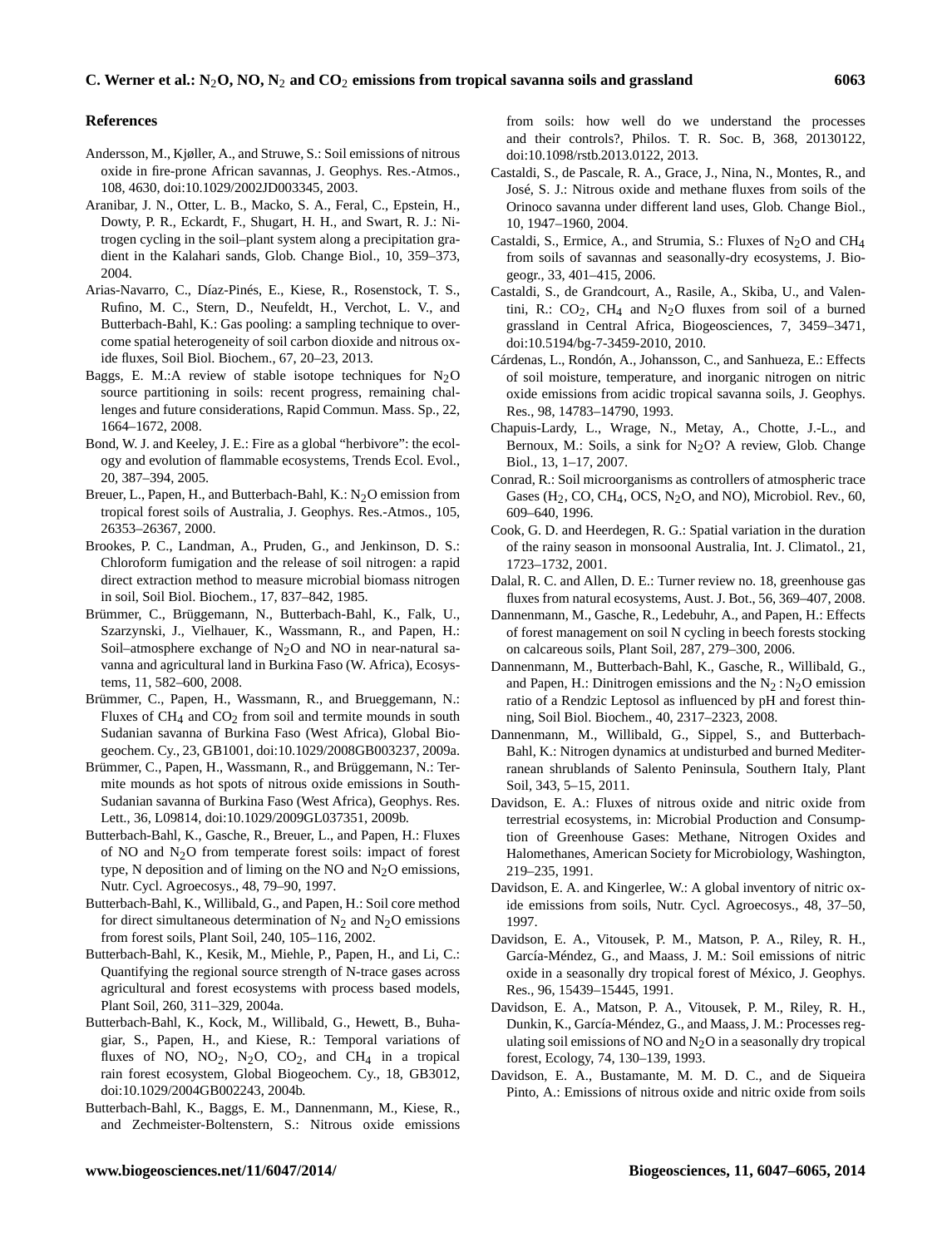## References

Andersson, M., Kjøller, A., and Struwe, S.: Soil emissions of nitrous oxide in fire-prone African savannas, J. Geophys. Res.-Atmos., 108, 4630, doi:10.1029/2002JD003345, 2003.

Aranibar, J. N., Otter, L. B., Macko, S. A., Feral, C., Epstein, H., Dowty, P. R., Eckardt, F., Shugart, H. H., and Swart, R. J.: Nitrogen cycling in the soil–plant system along a precipitation gradient in the Kalahari sands, Glob. Change Biol., 10, 359–373, 2004.

Arias-Navarro, C., Díaz-Pinés, E., Kiese, R., Rosenstock, T. S., Rufino, M. C., Stern, D., Neufeldt, H., Verchot, L. V., and Butterbach-Bahl, K.: Gas pooling: a sampling technique to overcome spatial heterogeneity of soil carbon dioxide and nitrous oxide fluxes, Soil Biol. Biochem., 67, 20–23, 2013.

Baggs, E. M.:A review of stable isotope techniques for $N_2O$ source partitioning in soils: recent progress, remaining challenges and future considerations, Rapid Commun. Mass. Sp., 22, 1664–1672, 2008.

Bond, W. J. and Keeley, J. E.: Fire as a global "herbivore": the ecology and evolution of flammable ecosystems, Trends Ecol. Evol., 20, 387–394, 2005.

Breuer, L., Papen, H., and Butterbach-Bahl, K.: $N_2O$ emission from tropical forest soils of Australia, J. Geophys. Res.-Atmos., 105, 26353–26367, 2000.

Brookes, P. C., Landman, A., Pruden, G., and Jenkinson, D. S.: Chloroform fumigation and the release of soil nitrogen: a rapid direct extraction method to measure microbial biomass nitrogen in soil, Soil Biol. Biochem., 17, 837–842, 1985.

Brümmer, C., Brüggemann, N., Butterbach-Bahl, K., Falk, U., Szarzynski, J., Vielhauer, K., Wassmann, R., and Papen, H.: Soil–atmosphere exchange of $N_2O$ and NO in near-natural savanna and agricultural land in Burkina Faso (W. Africa), Ecosystems, 11, 582–600, 2008.

Brümmer, C., Papen, H., Wassmann, R., and Brueggemann, N.: Fluxes of $CH_4$ and $CO_2$ from soil and termite mounds in south Sudanian savanna of Burkina Faso (West Africa), Global Biogeochem. Cy., 23, GB1001, doi:10.1029/2008GB003237, 2009a.

Brümmer, C., Papen, H., Wassmann, R., and Brüggemann, N.: Termite mounds as hot spots of nitrous oxide emissions in South-Sudanian savanna of Burkina Faso (West Africa), Geophys. Res. Lett., 36, L09814, doi:10.1029/2009GL037351, 2009b.

Butterbach-Bahl, K., Gasche, R., Breuer, L., and Papen, H.: Fluxes of NO and $N_2O$ from temperate forest soils: impact of forest type, N deposition and of liming on the NO and $N_2O$ emissions, Nutr. Cycl. Agroecosys., 48, 79–90, 1997.

Butterbach-Bahl, K., Willibald, G., and Papen, H.: Soil core method for direct simultaneous determination of $N_2$ and $N_2O$ emissions from forest soils, Plant Soil, 240, 105–116, 2002.

Butterbach-Bahl, K., Kesik, M., Miehle, P., Papen, H., and Li, C.: Quantifying the regional source strength of N-trace gases across agricultural and forest ecosystems with process based models, Plant Soil, 260, 311–329, 2004a.

Butterbach-Bahl, K., Kock, M., Willibald, G., Hewett, B., Buhagiar, S., Papen, H., and Kiese, R.: Temporal variations of fluxes of NO, $NO_2$, $N_2O$, $CO_2$, and $CH_4$ in a tropical rain forest ecosystem, Global Biogeochem. Cy., 18, GB3012, doi:10.1029/2004GB002243, 2004b.

Butterbach-Bahl, K., Baggs, E. M., Dannenmann, M., Kiese, R., and Zechmeister-Boltenstern, S.: Nitrous oxide emissions from soils: how well do we understand the processes and their controls?, Philos. T. R. Soc. B, 368, 20130122, doi:10.1098/rstb.2013.0122, 2013.

Castaldi, S., de Pascale, R. A., Grace, J., Nina, N., Montes, R., and José, S. J.: Nitrous oxide and methane fluxes from soils of the Orinoco savanna under different land uses, Glob. Change Biol., 10, 1947–1960, 2004.

Castaldi, S., Ermice, A., and Strumia, S.: Fluxes of $N_2O$ and $CH_4$ from soils of savannas and seasonally-dry ecosystems, J. Biogeogr., 33, 401–415, 2006.

Castaldi, S., de Grandcourt, A., Rasile, A., Skiba, U., and Valentini, R.: $CO_2$, $CH_4$ and $N_2O$ fluxes from soil of a burned grassland in Central Africa, Biogeosciences, 7, 3459–3471, doi:10.5194/bg-7-3459-2010, 2010.

Cárdenas, L., Rondón, A., Johansson, C., and Sanhueza, E.: Effects of soil moisture, temperature, and inorganic nitrogen on nitric oxide emissions from acidic tropical savanna soils, J. Geophys. Res., 98, 14783–14790, 1993.

Chapuis-Lardy, L., Wrage, N., Metay, A., Chotte, J.-L., and Bernoux, M.: Soils, a sink for $N_2O$? A review, Glob. Change Biol., 13, 1–17, 2007.

Conrad, R.: Soil microorganisms as controllers of atmospheric trace Gases ($H_2$, CO, $CH_4$, OCS, $N_2O$, and NO), Microbiol. Rev., 60, 609–640, 1996.

Cook, G. D. and Heerdegen, R. G.: Spatial variation in the duration of the rainy season in monsoonal Australia, Int. J. Climatol., 21, 1723–1732, 2001.

Dalal, R. C. and Allen, D. E.: Turner review no. 18, greenhouse gas fluxes from natural ecosystems, Aust. J. Bot., 56, 369–407, 2008.

Dannenmann, M., Gasche, R., Ledebuhr, A., and Papen, H.: Effects of forest management on soil N cycling in beech forests stocking on calcareous soils, Plant Soil, 287, 279–300, 2006.

Dannenmann, M., Butterbach-Bahl, K., Gasche, R., Willibald, G., and Papen, H.: Dinitrogen emissions and the $N_2 : N_2O$ emission ratio of a Rendzic Leptosol as influenced by pH and forest thinning, Soil Biol. Biochem., 40, 2317–2323, 2008.

Dannenmann, M., Willibald, G., Sippel, S., and Butterbach-Bahl, K.: Nitrogen dynamics at undisturbed and burned Mediterranean shrublands of Salento Peninsula, Southern Italy, Plant Soil, 343, 5–15, 2011.

Davidson, E. A.: Fluxes of nitrous oxide and nitric oxide from terrestrial ecosystems, in: Microbial Production and Consumption of Greenhouse Gases: Methane, Nitrogen Oxides and Halomethanes, American Society for Microbiology, Washington, 219–235, 1991.

Davidson, E. A. and Kingerlee, W.: A global inventory of nitric oxide emissions from soils, Nutr. Cycl. Agroecosys., 48, 37–50, 1997.

Davidson, E. A., Vitousek, P. M., Matson, P. A., Riley, R. H., García-Méndez, G., and Maass, J. M.: Soil emissions of nitric oxide in a seasonally dry tropical forest of México, J. Geophys. Res., 96, 15439–15445, 1991.

Davidson, E. A., Matson, P. A., Vitousek, P. M., Riley, R. H., Dunkin, K., García-Méndez, G., and Maass, J. M.: Processes regulating soil emissions of NO and $N_2O$ in a seasonally dry tropical forest, Ecology, 74, 130–139, 1993.

Davidson, E. A., Bustamante, M. M. D. C., and de Siqueira Pinto, A.: Emissions of nitrous oxide and nitric oxide from soils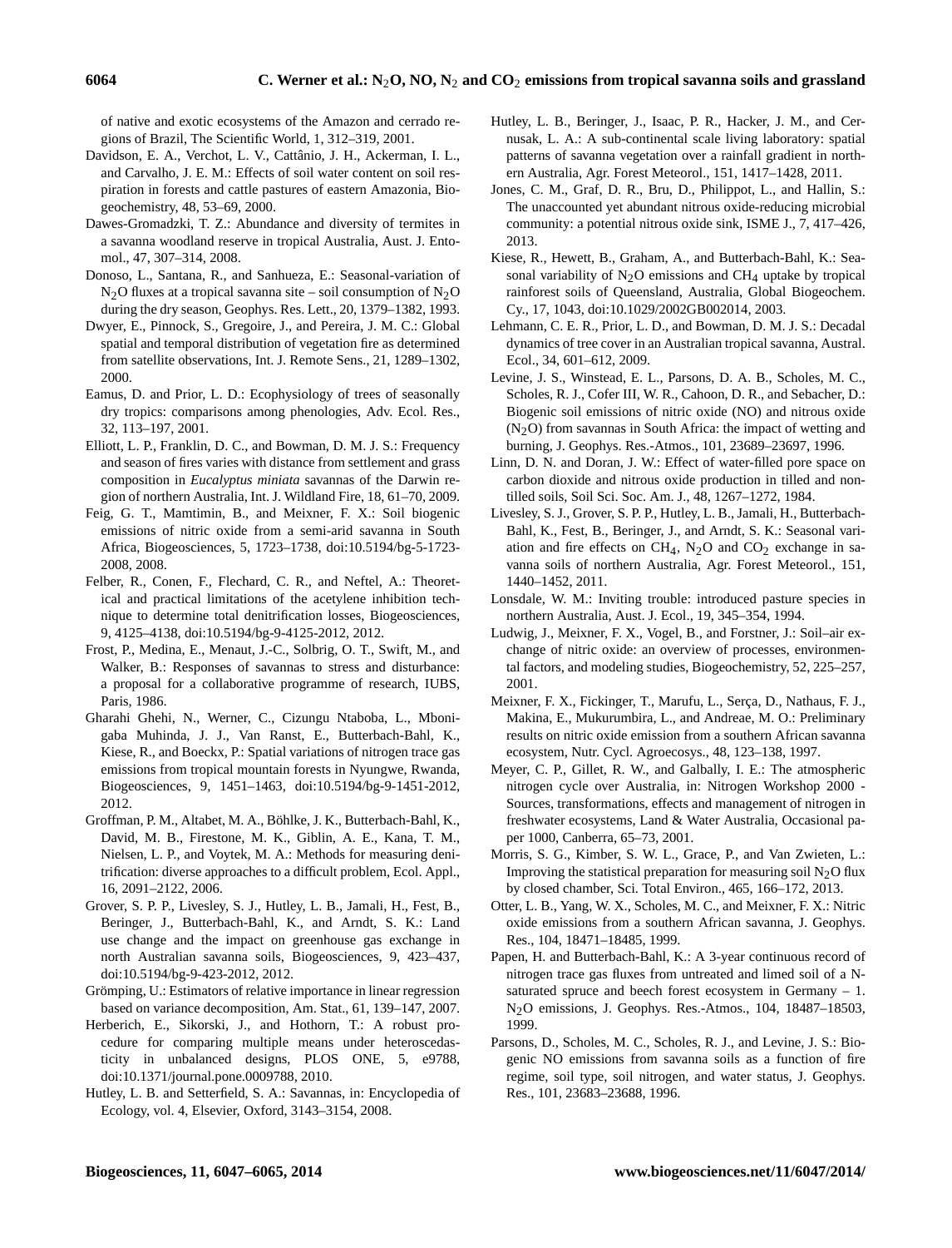of native and exotic ecosystems of the Amazon and cerrado regions of Brazil, The Scientific World, 1, 312–319, 2001.

Davidson, E. A., Verchot, L. V., Cattânio, J. H., Ackerman, I. L., and Carvalho, J. E. M.: Effects of soil water content on soil respiration in forests and cattle pastures of eastern Amazonia, Biogeochemistry, 48, 53–69, 2000.

Dawes-Gromadzki, T. Z.: Abundance and diversity of termites in a savanna woodland reserve in tropical Australia, Aust. J. Entomol., 47, 307–314, 2008.

Donoso, L., Santana, R., and Sanhueza, E.: Seasonal-variation of $N_2O$ fluxes at a tropical savanna site – soil consumption of $N_2O$ during the dry season, Geophys. Res. Lett., 20, 1379–1382, 1993.

Dwyer, E., Pinnock, S., Gregoire, J., and Pereira, J. M. C.: Global spatial and temporal distribution of vegetation fire as determined from satellite observations, Int. J. Remote Sens., 21, 1289–1302, 2000.

Eamus, D. and Prior, L. D.: Ecophysiology of trees of seasonally dry tropics: comparisons among phenologies, Adv. Ecol. Res., 32, 113–197, 2001.

Elliott, L. P., Franklin, D. C., and Bowman, D. M. J. S.: Frequency and season of fires varies with distance from settlement and grass composition in *Eucalyptus miniata* savannas of the Darwin region of northern Australia, Int. J. Wildland Fire, 18, 61–70, 2009.

Feig, G. T., Mamtimin, B., and Meixner, F. X.: Soil biogenic emissions of nitric oxide from a semi-arid savanna in South Africa, Biogeosciences, 5, 1723–1738, doi:10.5194/bg-5-1723-2008, 2008.

Felber, R., Conen, F., Flechard, C. R., and Neftel, A.: Theoretical and practical limitations of the acetylene inhibition technique to determine total denitrification losses, Biogeosciences, 9, 4125–4138, doi:10.5194/bg-9-4125-2012, 2012.

Frost, P., Medina, E., Menaut, J.-C., Solbrig, O. T., Swift, M., and Walker, B.: Responses of savannas to stress and disturbance: a proposal for a collaborative programme of research, IUBS, Paris, 1986.

Gharahi Ghehi, N., Werner, C., Cizungu Ntaboba, L., Mbonigaba Muhinda, J. J., Van Ranst, E., Butterbach-Bahl, K., Kiese, R., and Boeckx, P.: Spatial variations of nitrogen trace gas emissions from tropical mountain forests in Nyungwe, Rwanda, Biogeosciences, 9, 1451–1463, doi:10.5194/bg-9-1451-2012, 2012.

Groffman, P. M., Altabet, M. A., Böhlke, J. K., Butterbach-Bahl, K., David, M. B., Firestone, M. K., Giblin, A. E., Kana, T. M., Nielsen, L. P., and Voytek, M. A.: Methods for measuring denitrification: diverse approaches to a difficult problem, Ecol. Appl., 16, 2091–2122, 2006.

Grover, S. P. P., Livesley, S. J., Hutley, L. B., Jamali, H., Fest, B., Beringer, J., Butterbach-Bahl, K., and Arndt, S. K.: Land use change and the impact on greenhouse gas exchange in north Australian savanna soils, Biogeosciences, 9, 423–437, doi:10.5194/bg-9-423-2012, 2012.

Grömping, U.: Estimators of relative importance in linear regression based on variance decomposition, Am. Stat., 61, 139–147, 2007.

Herberich, E., Sikorski, J., and Hothorn, T.: A robust procedure for comparing multiple means under heteroscedasticity in unbalanced designs, PLOS ONE, 5, e9788, doi:10.1371/journal.pone.0009788, 2010.

Hutley, L. B. and Setterfield, S. A.: Savannas, in: Encyclopedia of Ecology, vol. 4, Elsevier, Oxford, 3143–3154, 2008.

Hutley, L. B., Beringer, J., Isaac, P. R., Hacker, J. M., and Cernusak, L. A.: A sub-continental scale living laboratory: spatial patterns of savanna vegetation over a rainfall gradient in northern Australia, Agr. Forest Meteorol., 151, 1417–1428, 2011.

Jones, C. M., Graf, D. R., Bru, D., Philippot, L., and Hallin, S.: The unaccounted yet abundant nitrous oxide-reducing microbial community: a potential nitrous oxide sink, ISME J., 7, 417–426, 2013.

Kiese, R., Hewett, B., Graham, A., and Butterbach-Bahl, K.: Seasonal variability of $N_2O$ emissions and $CH_4$ uptake by tropical rainforest soils of Queensland, Australia, Global Biogeochem. Cy., 17, 1043, doi:10.1029/2002GB002014, 2003.

Lehmann, C. E. R., Prior, L. D., and Bowman, D. M. J. S.: Decadal dynamics of tree cover in an Australian tropical savanna, Austral. Ecol., 34, 601–612, 2009.

Levine, J. S., Winstead, E. L., Parsons, D. A. B., Scholes, M. C., Scholes, R. J., Cofer III, W. R., Cahoon, D. R., and Sebacher, D.: Biogenic soil emissions of nitric oxide (NO) and nitrous oxide ($N_2O$) from savannas in South Africa: the impact of wetting and burning, J. Geophys. Res.-Atmos., 101, 23689–23697, 1996.

Linn, D. N. and Doran, J. W.: Effect of water-filled pore space on carbon dioxide and nitrous oxide production in tilled and non-tilled soils, Soil Sci. Soc. Am. J., 48, 1267–1272, 1984.

Livesley, S. J., Grover, S. P. P., Hutley, L. B., Jamali, H., Butterbach-Bahl, K., Fest, B., Beringer, J., and Arndt, S. K.: Seasonal variation and fire effects on $CH_4$, $N_2O$ and $CO_2$ exchange in savanna soils of northern Australia, Agr. Forest Meteorol., 151, 1440–1452, 2011.

Lonsdale, W. M.: Inviting trouble: introduced pasture species in northern Australia, Aust. J. Ecol., 19, 345–354, 1994.

Ludwig, J., Meixner, F. X., Vogel, B., and Forstner, J.: Soil–air exchange of nitric oxide: an overview of processes, environmental factors, and modeling studies, Biogeochemistry, 52, 225–257, 2001.

Meixner, F. X., Fickinger, T., Marufu, L., Serça, D., Nathaus, F. J., Makina, E., Mukurumbira, L., and Andreae, M. O.: Preliminary results on nitric oxide emission from a southern African savanna ecosystem, Nutr. Cycl. Agroecosys., 48, 123–138, 1997.

Meyer, C. P., Gillet, R. W., and Galbally, I. E.: The atmospheric nitrogen cycle over Australia, in: Nitrogen Workshop 2000 - Sources, transformations, effects and management of nitrogen in freshwater ecosystems, Land & Water Australia, Occasional paper 1000, Canberra, 65–73, 2001.

Morris, S. G., Kimber, S. W. L., Grace, P., and Van Zwieten, L.: Improving the statistical preparation for measuring soil $N_2O$ flux by closed chamber, Sci. Total Environ., 465, 166–172, 2013.

Otter, L. B., Yang, W. X., Scholes, M. C., and Meixner, F. X.: Nitric oxide emissions from a southern African savanna, J. Geophys. Res., 104, 18471–18485, 1999.

Papen, H. and Butterbach-Bahl, K.: A 3-year continuous record of nitrogen trace gas fluxes from untreated and limed soil of a N-saturated spruce and beech forest ecosystem in Germany – 1. $N_2O$ emissions, J. Geophys. Res.-Atmos., 104, 18487–18503, 1999.

Parsons, D., Scholes, M. C., Scholes, R. J., and Levine, J. S.: Biogenic NO emissions from savanna soils as a function of fire regime, soil type, soil nitrogen, and water status, J. Geophys. Res., 101, 23683–23688, 1996.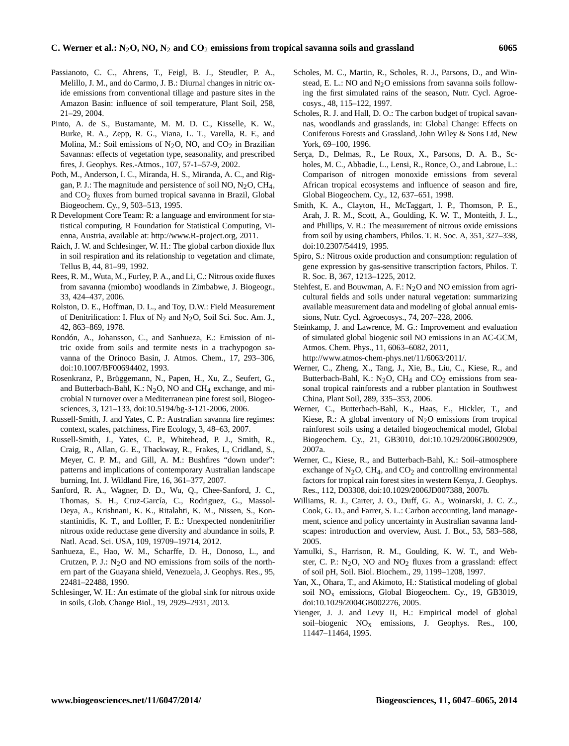Passianoto, C. C., Ahrens, T., Feigl, B. J., Steudler, P. A., Melillo, J. M., and do Carmo, J. B.: Diurnal changes in nitric oxide emissions from conventional tillage and pasture sites in the Amazon Basin: influence of soil temperature, Plant Soil, 258, 21–29, 2004.

Pinto, A. de S., Bustamante, M. M. D. C., Kisselle, K. W., Burke, R. A., Zepp, R. G., Viana, L. T., Varella, R. F., and Molina, M.: Soil emissions of $N_2O$, NO, and $CO_2$ in Brazilian Savannas: effects of vegetation type, seasonality, and prescribed fires, J. Geophys. Res.-Atmos., 107, 57-1–57-9, 2002.

Poth, M., Anderson, I. C., Miranda, H. S., Miranda, A. C., and Riggan, P. J.: The magnitude and persistence of soil NO, $N_2O$, $CH_4$, and $CO_2$ fluxes from burned tropical savanna in Brazil, Global Biogeochem. Cy., 9, 503–513, 1995.

R Development Core Team: R: a language and environment for statistical computing, R Foundation for Statistical Computing, Vienna, Austria, available at: http://www.R-project.org, 2011.

Raich, J. W. and Schlesinger, W. H.: The global carbon dioxide flux in soil respiration and its relationship to vegetation and climate, Tellus B, 44, 81–99, 1992.

Rees, R. M., Wuta, M., Furley, P. A., and Li, C.: Nitrous oxide fluxes from savanna (miombo) woodlands in Zimbabwe, J. Biogeogr., 33, 424–437, 2006.

Rolston, D. E., Hoffman, D. L., and Toy, D.W.: Field Measurement of Denitrification: I. Flux of $N_2$ and $N_2O$, Soil Sci. Soc. Am. J., 42, 863–869, 1978.

Rondón, A., Johansson, C., and Sanhueza, E.: Emission of nitric oxide from soils and termite nests in a trachypogon savanna of the Orinoco Basin, J. Atmos. Chem., 17, 293–306, doi:10.1007/BF00694402, 1993.

Rosenkranz, P., Brüggemann, N., Papen, H., Xu, Z., Seufert, G., and Butterbach-Bahl, K.: $N_2O$, NO and $CH_4$ exchange, and microbial N turnover over a Mediterranean pine forest soil, Biogeosciences, 3, 121–133, doi:10.5194/bg-3-121-2006, 2006.

Russell-Smith, J. and Yates, C. P.: Australian savanna fire regimes: context, scales, patchiness, Fire Ecology, 3, 48–63, 2007.

Russell-Smith, J., Yates, C. P., Whitehead, P. J., Smith, R., Craig, R., Allan, G. E., Thackway, R., Frakes, I., Cridland, S., Meyer, C. P. M., and Gill, A. M.: Bushfires "down under": patterns and implications of contemporary Australian landscape burning, Int. J. Wildland Fire, 16, 361–377, 2007.

Sanford, R. A., Wagner, D. D., Wu, Q., Chee-Sanford, J. C., Thomas, S. H., Cruz-García, C., Rodriguez, G., Massol-Deya, A., Krishnani, K. K., Ritalahti, K. M., Nissen, S., Konstantinidis, K. T., and Loffler, F. E.: Unexpected nondenitrifier nitrous oxide reductase gene diversity and abundance in soils, P. Natl. Acad. Sci. USA, 109, 19709–19714, 2012.

Sanhueza, E., Hao, W. M., Scharffe, D. H., Donoso, L., and Crutzen, P. J.: $N_2O$ and NO emissions from soils of the northern part of the Guayana shield, Venezuela, J. Geophys. Res., 95, 22481–22488, 1990.

Schlesinger, W. H.: An estimate of the global sink for nitrous oxide in soils, Glob. Change Biol., 19, 2929–2931, 2013.

Scholes, M. C., Martin, R., Scholes, R. J., Parsons, D., and Winstead, E. L.: NO and $N_2O$ emissions from savanna soils following the first simulated rains of the season, Nutr. Cycl. Agroecosys., 48, 115–122, 1997.

Scholes, R. J. and Hall, D. O.: The carbon budget of tropical savannas, woodlands and grasslands, in: Global Change: Effects on Coniferous Forests and Grassland, John Wiley & Sons Ltd, New York, 69–100, 1996.

Serça, D., Delmas, R., Le Roux, X., Parsons, D. A. B., Scholes, M. C., Abbadie, L., Lensi, R., Ronce, O., and Labroue, L.: Comparison of nitrogen monoxide emissions from several African tropical ecosystems and influence of season and fire, Global Biogeochem. Cy., 12, 637–651, 1998.

Smith, K. A., Clayton, H., McTaggart, I. P., Thomson, P. E., Arah, J. R. M., Scott, A., Goulding, K. W. T., Monteith, J. L., and Phillips, V. R.: The measurement of nitrous oxide emissions from soil by using chambers, Philos. T. R. Soc. A, 351, 327–338, doi:10.2307/54419, 1995.

Spiro, S.: Nitrous oxide production and consumption: regulation of gene expression by gas-sensitive transcription factors, Philos. T. R. Soc. B, 367, 1213–1225, 2012.

Stehfest, E. and Bouwman, A. F.: $N_2O$ and NO emission from agricultural fields and soils under natural vegetation: summarizing available measurement data and modeling of global annual emissions, Nutr. Cycl. Agroecosys., 74, 207–228, 2006.

Steinkamp, J. and Lawrence, M. G.: Improvement and evaluation of simulated global biogenic soil NO emissions in an AC-GCM, Atmos. Chem. Phys., 11, 6063–6082, 2011, http://www.atmos-chem-phys.net/11/6063/2011/.

Werner, C., Zheng, X., Tang, J., Xie, B., Liu, C., Kiese, R., and Butterbach-Bahl, K.: $N_2O$, $CH_4$ and $CO_2$ emissions from seasonal tropical rainforests and a rubber plantation in Southwest China, Plant Soil, 289, 335–353, 2006.

Werner, C., Butterbach-Bahl, K., Haas, E., Hickler, T., and Kiese, R.: A global inventory of $N_2O$ emissions from tropical rainforest soils using a detailed biogeochemical model, Global Biogeochem. Cy., 21, GB3010, doi:10.1029/2006GB002909, 2007a.

Werner, C., Kiese, R., and Butterbach-Bahl, K.: Soil–atmosphere exchange of $N_2O$, $CH_4$, and $CO_2$ and controlling environmental factors for tropical rain forest sites in western Kenya, J. Geophys. Res., 112, D03308, doi:10.1029/2006JD007388, 2007b.

Williams, R. J., Carter, J. O., Duff, G. A., Woinarski, J. C. Z., Cook, G. D., and Farrer, S. L.: Carbon accounting, land management, science and policy uncertainty in Australian savanna landscapes: introduction and overview, Aust. J. Bot., 53, 583–588, 2005.

Yamulki, S., Harrison, R. M., Goulding, K. W. T., and Webster, C. P.: $N_2O$, NO and $NO_2$ fluxes from a grassland: effect of soil pH, Soil. Biol. Biochem., 29, 1199–1208, 1997.

Yan, X., Ohara, T., and Akimoto, H.: Statistical modeling of global soil $NO_x$ emissions, Global Biogeochem. Cy., 19, GB3019, doi:10.1029/2004GB002276, 2005.

Yienger, J. J. and Levy II, H.: Empirical model of global soil–biogenic $NO_x$ emissions, J. Geophys. Res., 100, 11447–11464, 1995.